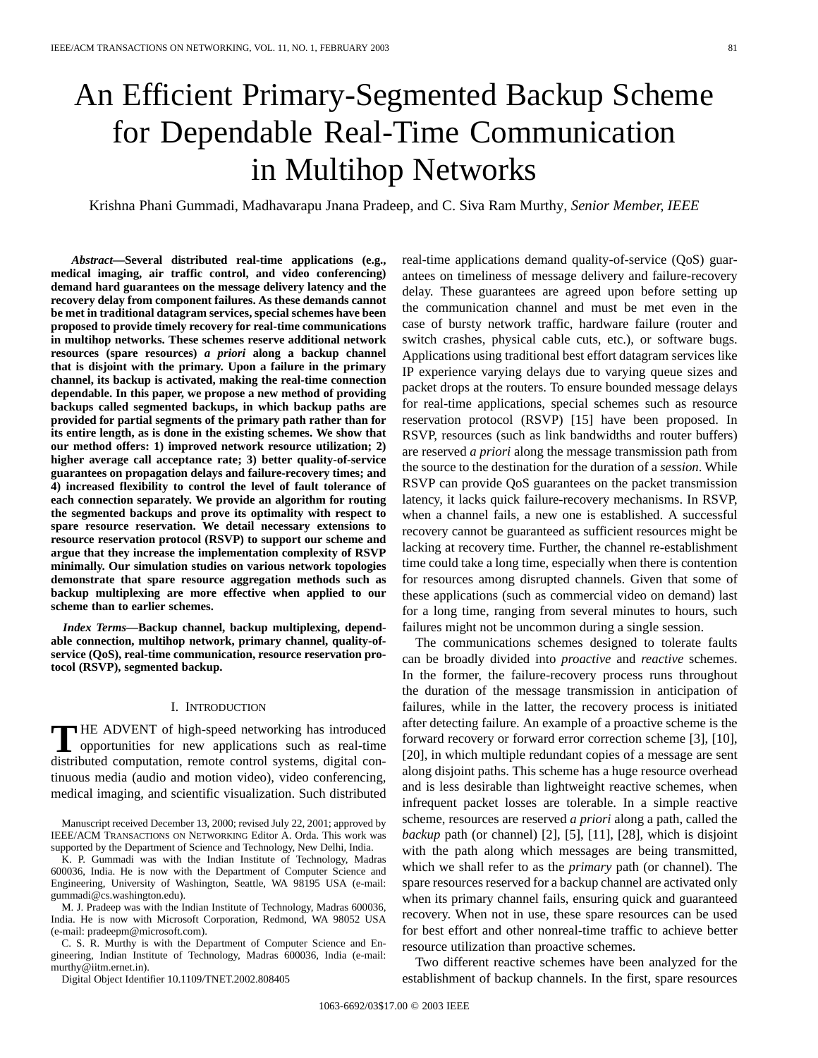# An Efficient Primary-Segmented Backup Scheme for Dependable Real-Time Communication in Multihop Networks

Krishna Phani Gummadi, Madhavarapu Jnana Pradeep, and C. Siva Ram Murthy, *Senior Member, IEEE*

***Abstract*—Several distributed real-time applications (e.g., medical imaging, air traffic control, and video conferencing) demand hard guarantees on the message delivery latency and the recovery delay from component failures. As these demands cannot be met in traditional datagram services, special schemes have been proposed to provide timely recovery for real-time communications in multihop networks. These schemes reserve additional network resources (spare resources) *a priori* along a backup channel that is disjoint with the primary. Upon a failure in the primary channel, its backup is activated, making the real-time connection dependable. In this paper, we propose a new method of providing backups called segmented backups, in which backup paths are provided for partial segments of the primary path rather than for its entire length, as is done in the existing schemes. We show that our method offers: 1) improved network resource utilization; 2) higher average call acceptance rate; 3) better quality-of-service guarantees on propagation delays and failure-recovery times; and 4) increased flexibility to control the level of fault tolerance of each connection separately. We provide an algorithm for routing the segmented backups and prove its optimality with respect to spare resource reservation. We detail necessary extensions to resource reservation protocol (RSVP) to support our scheme and argue that they increase the implementation complexity of RSVP minimally. Our simulation studies on various network topologies demonstrate that spare resource aggregation methods such as backup multiplexing are more effective when applied to our scheme than to earlier schemes.**

***Index Terms*—Backup channel, backup multiplexing, dependable connection, multihop network, primary channel, quality-of-service (QoS), real-time communication, resource reservation protocol (RSVP), segmented backup.**

## I. Introduction

The advent of high-speed networking has introduced opportunities for new applications such as real-time distributed computation, remote control systems, digital continuous media (audio and motion video), video conferencing, medical imaging, and scientific visualization. Such distributed real-time applications demand quality-of-service (QoS) guarantees on timeliness of message delivery and failure-recovery delay. These guarantees are agreed upon before setting up the communication channel and must be met even in the case of bursty network traffic, hardware failure (router and switch crashes, physical cable cuts, etc.), or software bugs. Applications using traditional best effort datagram services like IP experience varying delays due to varying queue sizes and packet drops at the routers. To ensure bounded message delays for real-time applications, special schemes such as resource reservation protocol (RSVP) [15] have been proposed. In RSVP, resources (such as link bandwidths and router buffers) are reserved *a priori* along the message transmission path from the source to the destination for the duration of a *session*. While RSVP can provide QoS guarantees on the packet transmission latency, it lacks quick failure-recovery mechanisms. In RSVP, when a channel fails, a new one is established. A successful recovery cannot be guaranteed as sufficient resources might be lacking at recovery time. Further, the channel re-establishment time could take a long time, especially when there is contention for resources among disrupted channels. Given that some of these applications (such as commercial video on demand) last for a long time, ranging from several minutes to hours, such failures might not be uncommon during a single session.

The communications schemes designed to tolerate faults can be broadly divided into *proactive* and *reactive* schemes. In the former, the failure-recovery process runs throughout the duration of the message transmission in anticipation of failures, while in the latter, the recovery process is initiated after detecting failure. An example of a proactive scheme is the forward recovery or forward error correction scheme [3], [10], [20], in which multiple redundant copies of a message are sent along disjoint paths. This scheme has a huge resource overhead and is less desirable than lightweight reactive schemes, when infrequent packet losses are tolerable. In a simple reactive scheme, resources are reserved *a priori* along a path, called the *backup* path (or channel) [2], [5], [11], [28], which is disjoint with the path along which messages are being transmitted, which we shall refer to as the *primary* path (or channel). The spare resources reserved for a backup channel are activated only when its primary channel fails, ensuring quick and guaranteed recovery. When not in use, these spare resources can be used for best effort and other nonreal-time traffic to achieve better resource utilization than proactive schemes.

Two different reactive schemes have been analyzed for the establishment of backup channels. In the first, spare resources

---

Manuscript received December 13, 2000; revised July 22, 2001; approved by IEEE/ACM Transactions on Networking Editor A. Orda. This work was supported by the Department of Science and Technology, New Delhi, India.

K. P. Gummadi was with the Indian Institute of Technology, Madras 600036, India. He is now with the Department of Computer Science and Engineering, University of Washington, Seattle, WA 98195 USA (e-mail: gummadi@cs.washington.edu).

M. J. Pradeep was with the Indian Institute of Technology, Madras 600036, India. He is now with Microsoft Corporation, Redmond, WA 98052 USA (e-mail: pradeepm@microsoft.com).

C. S. R. Murthy is with the Department of Computer Science and Engineering, Indian Institute of Technology, Madras 600036, India (e-mail: murthy@iitm.ernet.in).

Digital Object Identifier 10.1109/TNET.2002.808405

1063-6692/03$17.00 © 2003 IEEE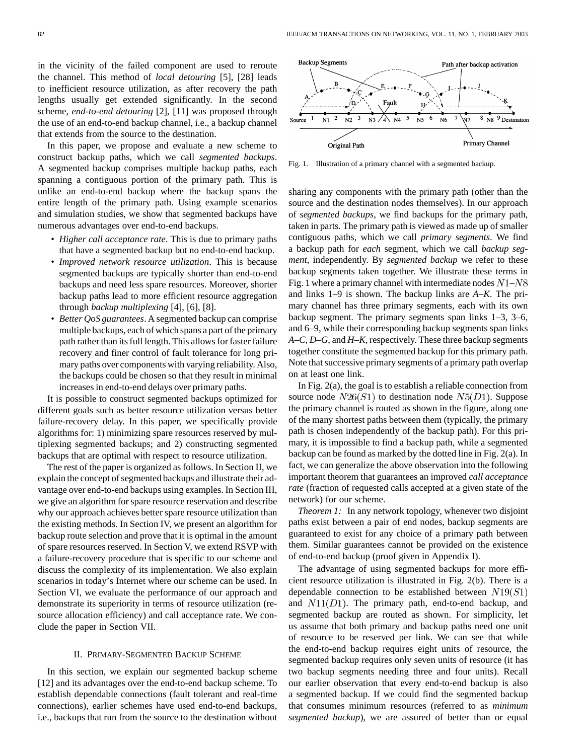in the vicinity of the failed component are used to reroute the channel. This method of *local detouring* [5], [28] leads to inefficient resource utilization, as after recovery the path lengths usually get extended significantly. In the second scheme, *end-to-end detouring* [2], [11] was proposed through the use of an end-to-end backup channel, i.e., a backup channel that extends from the source to the destination.

In this paper, we propose and evaluate a new scheme to construct backup paths, which we call *segmented backups*. A segmented backup comprises multiple backup paths, each spanning a contiguous portion of the primary path. This is unlike an end-to-end backup where the backup spans the entire length of the primary path. Using example scenarios and simulation studies, we show that segmented backups have numerous advantages over end-to-end backups.

- *Higher call acceptance rate*. This is due to primary paths that have a segmented backup but no end-to-end backup.
- *Improved network resource utilization*. This is because segmented backups are typically shorter than end-to-end backups and need less spare resources. Moreover, shorter backup paths lead to more efficient resource aggregation through *backup multiplexing* [4], [6], [8].
- *Better QoS guarantees*. A segmented backup can comprise multiple backups, each of which spans a part of the primary path rather than its full length. This allows for faster failure recovery and finer control of fault tolerance for long primary paths over components with varying reliability. Also, the backups could be chosen so that they result in minimal increases in end-to-end delays over primary paths.

It is possible to construct segmented backups optimized for different goals such as better resource utilization versus better failure-recovery delay. In this paper, we specifically provide algorithms for: 1) minimizing spare resources reserved by multiplexing segmented backups; and 2) constructing segmented backups that are optimal with respect to resource utilization.

The rest of the paper is organized as follows. In Section II, we explain the concept of segmented backups and illustrate their advantage over end-to-end backups using examples. In Section III, we give an algorithm for spare resource reservation and describe why our approach achieves better spare resource utilization than the existing methods. In Section IV, we present an algorithm for backup route selection and prove that it is optimal in the amount of spare resources reserved. In Section V, we extend RSVP with a failure-recovery procedure that is specific to our scheme and discuss the complexity of its implementation. We also explain scenarios in today's Internet where our scheme can be used. In Section VI, we evaluate the performance of our approach and demonstrate its superiority in terms of resource utilization (resource allocation efficiency) and call acceptance rate. We conclude the paper in Section VII.

## II. Primary-Segmented Backup Scheme

In this section, we explain our segmented backup scheme [12] and its advantages over the end-to-end backup scheme. To establish dependable connections (fault tolerant and real-time connections), earlier schemes have used end-to-end backups, i.e., backups that run from the source to the destination without sharing any components with the primary path (other than the source and the destination nodes themselves). In our approach of *segmented backups*, we find backups for the primary path, taken in parts. The primary path is viewed as made up of smaller contiguous paths, which we call *primary segments*. We find a backup path for *each* segment, which we call *backup segment*, independently. By *segmented backup* we refer to these backup segments taken together. We illustrate these terms in Fig. 1 where a primary channel with intermediate nodes $N1$–$N8$ and links 1–9 is shown. The backup links are *A*–*K*. The primary channel has three primary segments, each with its own backup segment. The primary segments span links 1–3, 3–6, and 6–9, while their corresponding backup segments span links *A*–*C*, *D*–*G*, and *H*–*K*, respectively. These three backup segments together constitute the segmented backup for this primary path. Note that successive primary segments of a primary path overlap on at least one link.

Fig. 1. Illustration of a primary channel with a segmented backup.

In Fig. 2(a), the goal is to establish a reliable connection from source node $N26(S1)$ to destination node $N5(D1)$. Suppose the primary channel is routed as shown in the figure, along one of the many shortest paths between them (typically, the primary path is chosen independently of the backup path). For this primary, it is impossible to find a backup path, while a segmented backup can be found as marked by the dotted line in Fig. 2(a). In fact, we can generalize the above observation into the following important theorem that guarantees an improved *call acceptance rate* (fraction of requested calls accepted at a given state of the network) for our scheme.

*Theorem 1:* In any network topology, whenever two disjoint paths exist between a pair of end nodes, backup segments are guaranteed to exist for any choice of a primary path between them. Similar guarantees cannot be provided on the existence of end-to-end backup (proof given in Appendix I).

The advantage of using segmented backups for more efficient resource utilization is illustrated in Fig. 2(b). There is a dependable connection to be established between $N19(S1)$ and $N11(D1)$. The primary path, end-to-end backup, and segmented backup are routed as shown. For simplicity, let us assume that both primary and backup paths need one unit of resource to be reserved per link. We can see that while the end-to-end backup requires eight units of resource, the segmented backup requires only seven units of resource (it has two backup segments needing three and four units). Recall our earlier observation that every end-to-end backup is also a segmented backup. If we could find the segmented backup that consumes minimum resources (referred to as *minimum segmented backup*), we are assured of better than or equal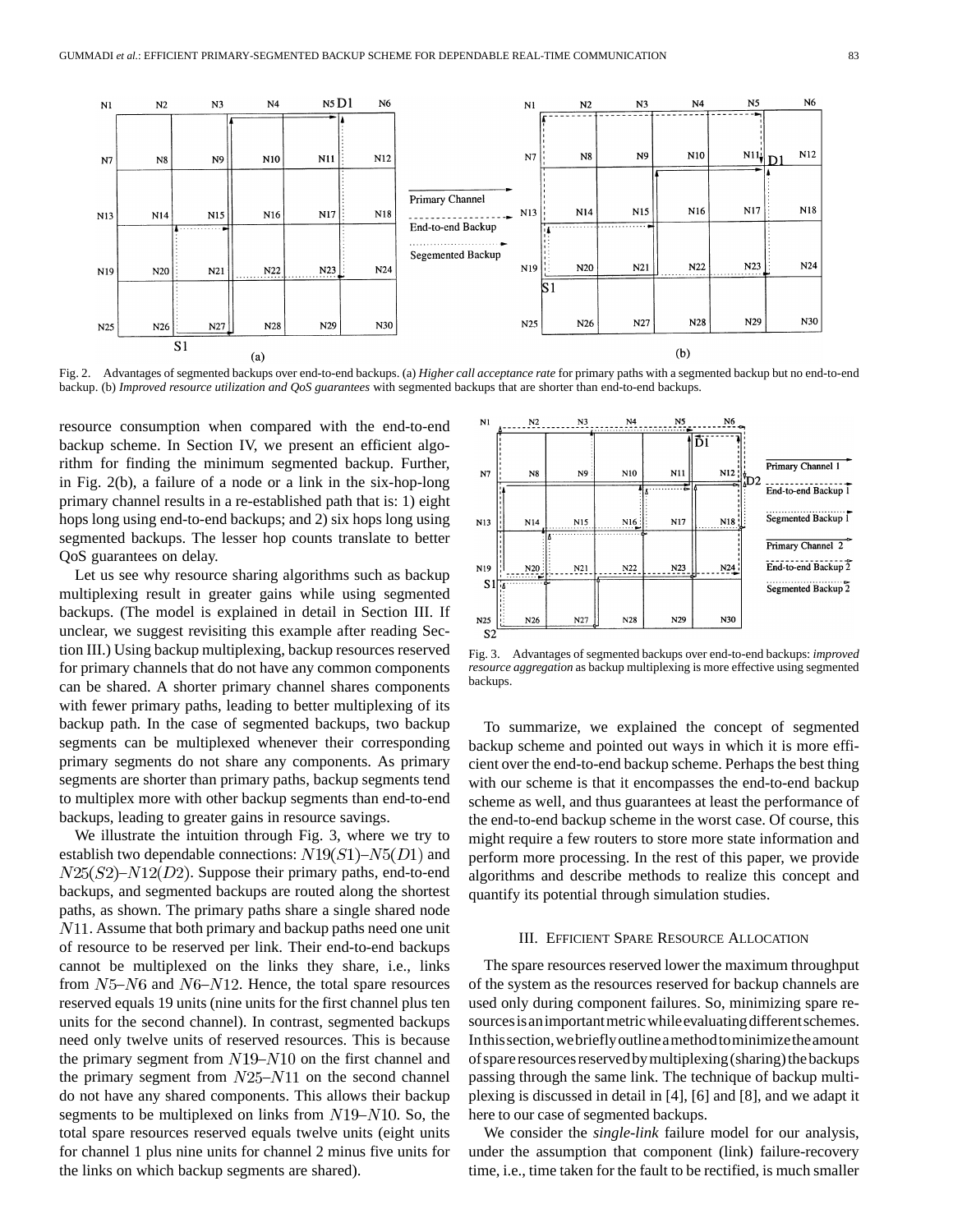Fig. 2. Advantages of segmented backups over end-to-end backups. (a) *Higher call acceptance rate* for primary paths with a segmented backup but no end-to-end backup. (b) *Improved resource utilization and QoS guarantees* with segmented backups that are shorter than end-to-end backups.

resource consumption when compared with the end-to-end backup scheme. In Section IV, we present an efficient algorithm for finding the minimum segmented backup. Further, in Fig. 2(b), a failure of a node or a link in the six-hop-long primary channel results in a re-established path that is: 1) eight hops long using end-to-end backups; and 2) six hops long using segmented backups. The lesser hop counts translate to better QoS guarantees on delay.

Let us see why resource sharing algorithms such as backup multiplexing result in greater gains while using segmented backups. (The model is explained in detail in Section III. If unclear, we suggest revisiting this example after reading Section III.) Using backup multiplexing, backup resources reserved for primary channels that do not have any common components can be shared. A shorter primary channel shares components with fewer primary paths, leading to better multiplexing of its backup path. In the case of segmented backups, two backup segments can be multiplexed whenever their corresponding primary segments do not share any components. As primary segments are shorter than primary paths, backup segments tend to multiplex more with other backup segments than end-to-end backups, leading to greater gains in resource savings.

We illustrate the intuition through Fig. 3, where we try to establish two dependable connections: $N19(S1)$–$N5(D1)$ and $N25(S2)$–$N12(D2)$. Suppose their primary paths, end-to-end backups, and segmented backups are routed along the shortest paths, as shown. The primary paths share a single shared node $N11$. Assume that both primary and backup paths need one unit of resource to be reserved per link. Their end-to-end backups cannot be multiplexed on the links they share, i.e., links from $N5$–$N6$ and $N6$–$N12$. Hence, the total spare resources reserved equals 19 units (nine units for the first channel plus ten units for the second channel). In contrast, segmented backups need only twelve units of reserved resources. This is because the primary segment from $N19$–$N10$ on the first channel and the primary segment from $N25$–$N11$ on the second channel do not have any shared components. This allows their backup segments to be multiplexed on links from $N19$–$N10$. So, the total spare resources reserved equals twelve units (eight units for channel 1 plus nine units for channel 2 minus five units for the links on which backup segments are shared).

Fig. 3. Advantages of segmented backups over end-to-end backups: *improved resource aggregation* as backup multiplexing is more effective using segmented backups.

To summarize, we explained the concept of segmented backup scheme and pointed out ways in which it is more efficient over the end-to-end backup scheme. Perhaps the best thing with our scheme is that it encompasses the end-to-end backup scheme as well, and thus guarantees at least the performance of the end-to-end backup scheme in the worst case. Of course, this might require a few routers to store more state information and perform more processing. In the rest of this paper, we provide algorithms and describe methods to realize this concept and quantify its potential through simulation studies.

## III. Efficient Spare Resource Allocation

The spare resources reserved lower the maximum throughput of the system as the resources reserved for backup channels are used only during component failures. So, minimizing spare resources is an important metric while evaluating different schemes. In this section, we briefly outline a method to minimize the amount of spare resources reserved by multiplexing (sharing) the backups passing through the same link. The technique of backup multiplexing is discussed in detail in [4], [6] and [8], and we adapt it here to our case of segmented backups.

We consider the *single-link* failure model for our analysis, under the assumption that component (link) failure-recovery time, i.e., time taken for the fault to be rectified, is much smaller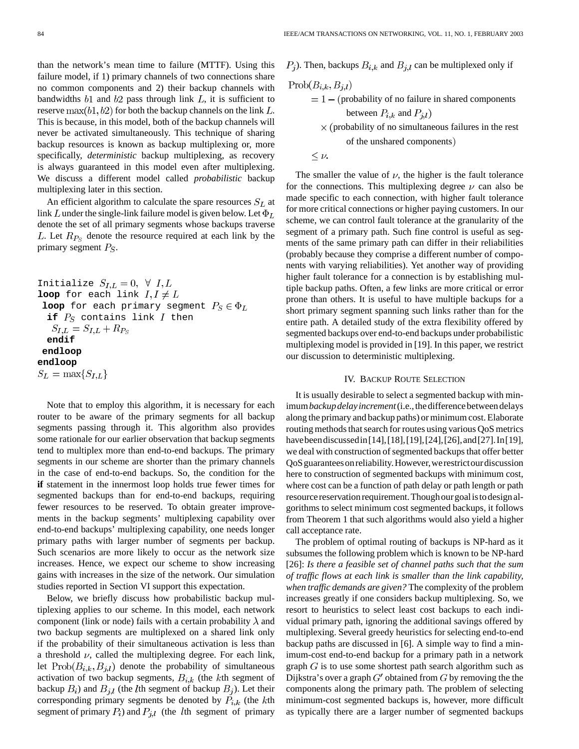than the network's mean time to failure (MTTF). Using this failure model, if 1) primary channels of two connections share no common components and 2) their backup channels with bandwidths $b1$ and $b2$ pass through link $L$, it is sufficient to reserve $\max(b1, b2)$ for both the backup channels on the link $L$. This is because, in this model, both of the backup channels will never be activated simultaneously. This technique of sharing backup resources is known as backup multiplexing or, more specifically, *deterministic* backup multiplexing, as recovery is always guaranteed in this model even after multiplexing. We discuss a different model called *probabilistic* backup multiplexing later in this section.

An efficient algorithm to calculate the spare resources $S_L$ at link $L$ under the single-link failure model is given below. Let $\Phi_L$ denote the set of all primary segments whose backups traverse $L$. Let $R_{P_S}$ denote the resource required at each link by the primary segment $P_S$.

```
Initialize S_{I,L} = 0, ∀ I, L
loop for each link I, I ≠ L
 loop for each primary segment P_S ∈ Φ_L
  if P_S contains link I then
   S_{I,L} = S_{I,L} + R_{P_S}
  endif
 endloop
endloop
S_L = max{S_{I,L}}
```

Note that to employ this algorithm, it is necessary for each router to be aware of the primary segments for all backup segments passing through it. This algorithm also provides some rationale for our earlier observation that backup segments tend to multiplex more than end-to-end backups. The primary segments in our scheme are shorter than the primary channels in the case of end-to-end backups. So, the condition for the **if** statement in the innermost loop holds true fewer times for segmented backups than for end-to-end backups, requiring fewer resources to be reserved. To obtain greater improvements in the backup segments' multiplexing capability over end-to-end backups' multiplexing capability, one needs longer primary paths with larger number of segments per backup. Such scenarios are more likely to occur as the network size increases. Hence, we expect our scheme to show increasing gains with increases in the size of the network. Our simulation studies reported in Section VI support this expectation.

Below, we briefly discuss how probabilistic backup multiplexing applies to our scheme. In this model, each network component (link or node) fails with a certain probability $\lambda$ and two backup segments are multiplexed on a shared link only if the probability of their simultaneous activation is less than a threshold $\nu$, called the multiplexing degree. For each link, let $\text{Prob}(B_{i,k}, B_{j,l})$ denote the probability of simultaneous activation of two backup segments, $B_{i,k}$ (the $k$th segment of backup $B_i$) and $B_{j,l}$ (the $l$th segment of backup $B_j$). Let their corresponding primary segments be denoted by $P_{i,k}$ (the $k$th segment of primary $P_i$) and $P_{j,l}$ (the $l$th segment of primary $P_j$). Then, backups $B_{i,k}$ and $B_{j,l}$ can be multiplexed only if

$$
\begin{aligned}
\text{Prob}(B_{i,k}, B_{j,l}) &= 1 - (\text{probability of no failure in shared components} \\
&\qquad \text{between } P_{i,k} \text{ and } P_{j,l}) \\
&\quad \times (\text{probability of no simultaneous failures in the rest} \\
&\qquad \text{of the unshared components}) \\
&\le \nu.
\end{aligned}
$$

The smaller the value of $\nu$, the higher is the fault tolerance for the connections. This multiplexing degree $\nu$ can also be made specific to each connection, with higher fault tolerance for more critical connections or higher paying customers. In our scheme, we can control fault tolerance at the granularity of the segment of a primary path. Such fine control is useful as segments of the same primary path can differ in their reliabilities (probably because they comprise a different number of components with varying reliabilities). Yet another way of providing higher fault tolerance for a connection is by establishing multiple backup paths. Often, a few links are more critical or error prone than others. It is useful to have multiple backups for a short primary segment spanning such links rather than for the entire path. A detailed study of the extra flexibility offered by segmented backups over end-to-end backups under probabilistic multiplexing model is provided in [19]. In this paper, we restrict our discussion to deterministic multiplexing.

## IV. Backup Route Selection

It is usually desirable to select a segmented backup with minimum *backup delay increment* (i.e., the difference between delays along the primary and backup paths) or minimum cost. Elaborate routing methods that search for routes using various QoS metrics have been discussed in [14], [18], [19], [24], [26], and [27]. In [19], we deal with construction of segmented backups that offer better QoS guarantees on reliability. However, we restrict our discussion here to construction of segmented backups with minimum cost, where cost can be a function of path delay or path length or path resource reservation requirement. Though our goal is to design algorithms to select minimum cost segmented backups, it follows from Theorem 1 that such algorithms would also yield a higher call acceptance rate.

The problem of optimal routing of backups is NP-hard as it subsumes the following problem which is known to be NP-hard [26]: *Is there a feasible set of channel paths such that the sum of traffic flows at each link is smaller than the link capability, when traffic demands are given?* The complexity of the problem increases greatly if one considers backup multiplexing. So, we resort to heuristics to select least cost backups to each individual primary path, ignoring the additional savings offered by multiplexing. Several greedy heuristics for selecting end-to-end backup paths are discussed in [6]. A simple way to find a minimum-cost end-to-end backup for a primary path in a network graph $G$ is to use some shortest path search algorithm such as Dijkstra's over a graph $G'$ obtained from $G$ by removing the the components along the primary path. The problem of selecting minimum-cost segmented backups is, however, more difficult as typically there are a larger number of segmented backups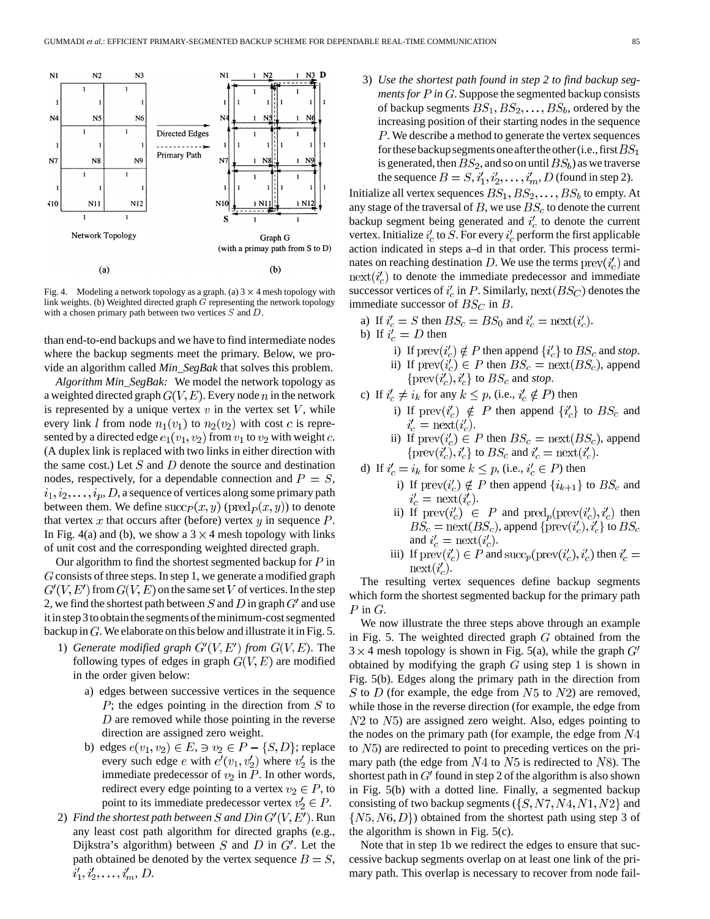Fig. 4. Modeling a network topology as a graph. (a) 3 × 4 mesh topology with link weights. (b) Weighted directed graph $G$ representing the network topology with a chosen primary path between two vertices $S$ and $D$.

than end-to-end backups and we have to find intermediate nodes where the backup segments meet the primary. Below, we provide an algorithm called *Min_SegBak* that solves this problem.

*Algorithm Min_SegBak:* We model the network topology as a weighted directed graph $G(V,E)$. Every node $n$ in the network is represented by a unique vertex $v$ in the vertex set $V$, while every link $l$ from node $n_1(v_1)$ to $n_2(v_2)$ with cost $c$ is represented by a directed edge $e_1(v_1, v_2)$ from $v_1$ to $v_2$ with weight $c$. (A duplex link is replaced with two links in either direction with the same cost.) Let $S$ and $D$ denote the source and destination nodes, respectively, for a dependable connection and $P = S, i_1, i_2, \ldots, i_p, D$, a sequence of vertices along some primary path between them. We define $\text{succ}_P(x,y)$ ($\text{pred}_P(x,y)$) to denote that vertex $x$ that occurs after (before) vertex $y$ in sequence $P$. In Fig. 4(a) and (b), we show a $3 \times 4$ mesh topology with links of unit cost and the corresponding weighted directed graph.

Our algorithm to find the shortest segmented backup for $P$ in $G$ consists of three steps. In step 1, we generate a modified graph $G'(V, E')$ from $G(V,E)$ on the same set $V$ of vertices. In the step 2, we find the shortest path between $S$ and $D$ in graph $G'$ and use it in step 3 to obtain the segments of the minimum-cost segmented backup in $G$. We elaborate on this below and illustrate it in Fig. 5.

1) *Generate modified graph $G'(V, E')$ from $G(V,E)$.* The following types of edges in graph $G(V,E)$ are modified in the order given below:
   a) edges between successive vertices in the sequence $P$; the edges pointing in the direction from $S$ to $D$ are removed while those pointing in the reverse direction are assigned zero weight.
   b) edges $e(v_1, v_2) \in E, \ni v_2 \in P - \{S, D\}$; replace every such edge $e$ with $e'(v_1, v_2')$ where $v_2'$ is the immediate predecessor of $v_2$ in $P$. In other words, redirect every edge pointing to a vertex $v_2 \in P$, to point to its immediate predecessor vertex $v_2' \in P$.
2) *Find the shortest path between $S$ and $D$ in $G'(V, E')$.* Run any least cost path algorithm for directed graphs (e.g., Dijkstra's algorithm) between $S$ and $D$ in $G'$. Let the path obtained be denoted by the vertex sequence $B = S, i_1', i_2', \ldots, i_m', D$.
3) *Use the shortest path found in step 2 to find backup segments for $P$ in $G$.* Suppose the segmented backup consists of backup segments $BS_1, BS_2, \ldots, BS_b$, ordered by the increasing position of their starting nodes in the sequence $P$. We describe a method to generate the vertex sequences for these backup segments one after the other (i.e., first $BS_1$ is generated, then $BS_2$, and so on until $BS_b$) as we traverse the sequence $B = S, i_1', i_2', \ldots, i_m', D$ (found in step 2).

Initialize all vertex sequences $BS_1, BS_2, \ldots, BS_b$ to empty. At any stage of the traversal of $B$, we use $BS_c$ to denote the current backup segment being generated and $i_c'$ to denote the current vertex. Initialize $i_c'$ to $S$. For every $i_c'$ perform the first applicable action indicated in steps a–d in that order. This process terminates on reaching destination $D$. We use the terms $\text{prev}(i_c')$ and $\text{next}(i_c')$ to denote the immediate predecessor and immediate successor vertices of $i_c'$ in $P$. Similarly, $\text{next}(BS_C)$ denotes the immediate successor of $BS_C$ in $B$.

a) If $i_c' = S$ then $BS_c = BS_0$ and $i_c' = \text{next}(i_c')$.
b) If $i_c' = D$ then
   i) If $\text{prev}(i_c') \notin P$ then append $\{i_c'\}$ to $BS_c$ and *stop*.
   ii) If $\text{prev}(i_c') \in P$ then $BS_c = \text{next}(BS_c)$, append $\{\text{prev}(i_c'), i_c'\}$ to $BS_c$ and *stop*.
c) If $i_c' \neq i_k$ for any $k \leq p$, (i.e., $i_c' \notin P$) then
   i) If $\text{prev}(i_c') \notin P$ then append $\{i_c'\}$ to $BS_c$ and $i_c' = \text{next}(i_c')$.
   ii) If $\text{prev}(i_c') \in P$ then $BS_c = \text{next}(BS_c)$, append $\{\text{prev}(i_c'), i_c'\}$ to $BS_c$ and $i_c' = \text{next}(i_c')$.
d) If $i_c' = i_k$ for some $k \leq p$, (i.e., $i_c' \in P$) then
   i) If $\text{prev}(i_c') \notin P$ then append $\{i_{k+1}\}$ to $BS_c$ and $i_c' = \text{next}(i_c')$.
   ii) If $\text{prev}(i_c') \in P$ and $\text{pred}_p(\text{prev}(i_c'), i_c')$ then $BS_c = \text{next}(BS_c)$, append $\{\text{prev}(i_c'), i_c'\}$ to $BS_c$ and $i_c' = \text{next}(i_c')$.
   iii) If $\text{prev}(i_c') \in P$ and $\text{succ}_p(\text{prev}(i_c'), i_c')$ then $i_c' = \text{next}(i_c')$.

The resulting vertex sequences define backup segments which form the shortest segmented backup for the primary path $P$ in $G$.

We now illustrate the three steps above through an example in Fig. 5. The weighted directed graph $G$ obtained from the $3 \times 4$ mesh topology is shown in Fig. 5(a), while the graph $G'$ obtained by modifying the graph $G$ using step 1 is shown in Fig. 5(b). Edges along the primary path in the direction from $S$ to $D$ (for example, the edge from $N5$ to $N2$) are removed, while those in the reverse direction (for example, the edge from $N2$ to $N5$) are assigned zero weight. Also, edges pointing to the nodes on the primary path (for example, the edge from $N4$ to $N5$) are redirected to point to preceding vertices on the primary path (the edge from $N4$ to $N5$ is redirected to $N8$). The shortest path in $G'$ found in step 2 of the algorithm is also shown in Fig. 5(b) with a dotted line. Finally, a segmented backup consisting of two backup segments ($\{S, N7, N4, N1, N2\}$ and $\{N5, N6, D\}$) obtained from the shortest path using step 3 of the algorithm is shown in Fig. 5(c).

Note that in step 1b we redirect the edges to ensure that successive backup segments overlap on at least one link of the primary path. This overlap is necessary to recover from node fail-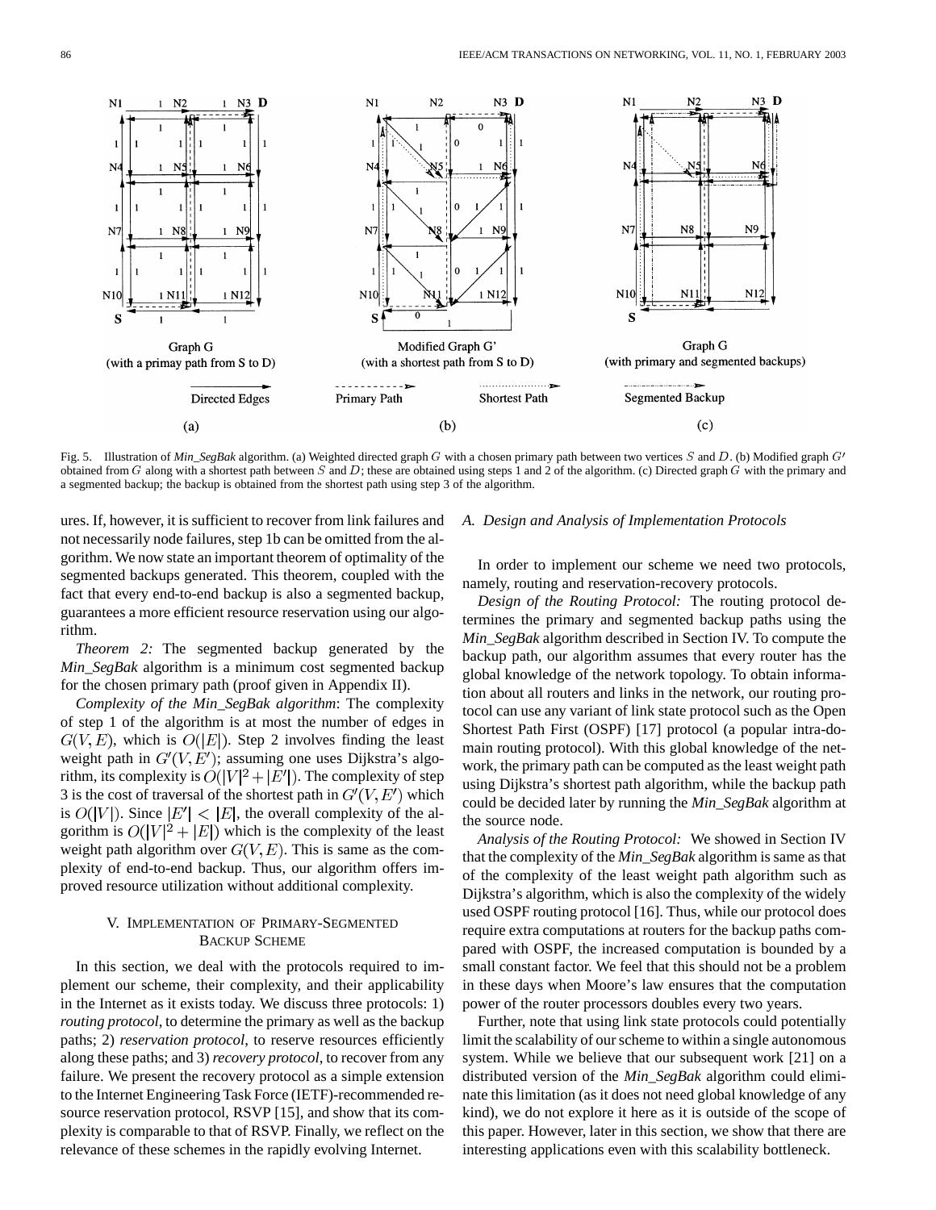Fig. 5. Illustration of *Min_SegBak* algorithm. (a) Weighted directed graph $G$ with a chosen primary path between two vertices $S$ and $D$. (b) Modified graph $G'$ obtained from $G$ along with a shortest path between $S$ and $D$; these are obtained using steps 1 and 2 of the algorithm. (c) Directed graph $G$ with the primary and a segmented backup; the backup is obtained from the shortest path using step 3 of the algorithm.

ures. If, however, it is sufficient to recover from link failures and not necessarily node failures, step 1b can be omitted from the algorithm. We now state an important theorem of optimality of the segmented backups generated. This theorem, coupled with the fact that every end-to-end backup is also a segmented backup, guarantees a more efficient resource reservation using our algorithm.

*Theorem 2:* The segmented backup generated by the *Min_SegBak* algorithm is a minimum cost segmented backup for the chosen primary path (proof given in Appendix II).

*Complexity of the Min_SegBak algorithm*: The complexity of step 1 of the algorithm is at most the number of edges in $G(V, E)$, which is $O(|E|)$. Step 2 involves finding the least weight path in $G'(V, E')$; assuming one uses Dijkstra's algorithm, its complexity is $O(|V|^2 + |E'|)$. The complexity of step 3 is the cost of traversal of the shortest path in $G'(V, E')$ which is $O(|V|)$. Since $|E'| < |E|$, the overall complexity of the algorithm is $O(|V|^2 + |E|)$ which is the complexity of the least weight path algorithm over $G(V, E)$. This is same as the complexity of end-to-end backup. Thus, our algorithm offers improved resource utilization without additional complexity.

## V. Implementation of Primary-Segmented Backup Scheme

In this section, we deal with the protocols required to implement our scheme, their complexity, and their applicability in the Internet as it exists today. We discuss three protocols: 1) *routing protocol*, to determine the primary as well as the backup paths; 2) *reservation protocol*, to reserve resources efficiently along these paths; and 3) *recovery protocol*, to recover from any failure. We present the recovery protocol as a simple extension to the Internet Engineering Task Force (IETF)-recommended resource reservation protocol, RSVP [15], and show that its complexity is comparable to that of RSVP. Finally, we reflect on the relevance of these schemes in the rapidly evolving Internet.

### A. Design and Analysis of Implementation Protocols

In order to implement our scheme we need two protocols, namely, routing and reservation-recovery protocols.

*Design of the Routing Protocol:* The routing protocol determines the primary and segmented backup paths using the *Min_SegBak* algorithm described in Section IV. To compute the backup path, our algorithm assumes that every router has the global knowledge of the network topology. To obtain information about all routers and links in the network, our routing protocol can use any variant of link state protocol such as the Open Shortest Path First (OSPF) [17] protocol (a popular intra-domain routing protocol). With this global knowledge of the network, the primary path can be computed as the least weight path using Dijkstra's shortest path algorithm, while the backup path could be decided later by running the *Min_SegBak* algorithm at the source node.

*Analysis of the Routing Protocol:* We showed in Section IV that the complexity of the *Min_SegBak* algorithm is same as that of the complexity of the least weight path algorithm such as Dijkstra's algorithm, which is also the complexity of the widely used OSPF routing protocol [16]. Thus, while our protocol does require extra computations at routers for the backup paths compared with OSPF, the increased computation is bounded by a small constant factor. We feel that this should not be a problem in these days when Moore's law ensures that the computation power of the router processors doubles every two years.

Further, note that using link state protocols could potentially limit the scalability of our scheme to within a single autonomous system. While we believe that our subsequent work [21] on a distributed version of the *Min_SegBak* algorithm could eliminate this limitation (as it does not need global knowledge of any kind), we do not explore it here as it is outside of the scope of this paper. However, later in this section, we show that there are interesting applications even with this scalability bottleneck.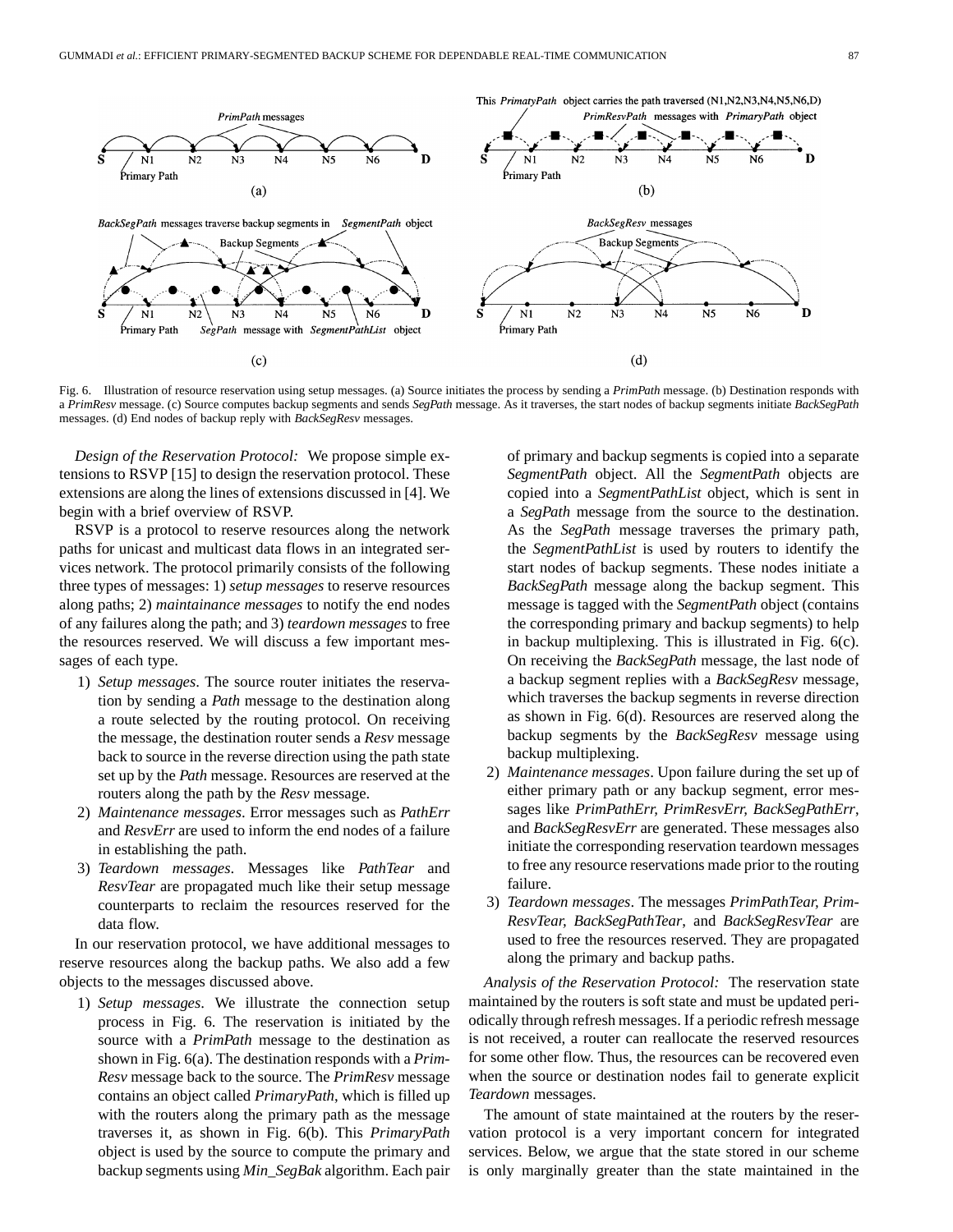Fig. 6. Illustration of resource reservation using setup messages. (a) Source initiates the process by sending a *PrimPath* message. (b) Destination responds with a *PrimResv* message. (c) Source computes backup segments and sends *SegPath* message. As it traverses, the start nodes of backup segments initiate *BackSegPath* messages. (d) End nodes of backup reply with *BackSegResv* messages.

*Design of the Reservation Protocol:* We propose simple extensions to RSVP [15] to design the reservation protocol. These extensions are along the lines of extensions discussed in [4]. We begin with a brief overview of RSVP.

RSVP is a protocol to reserve resources along the network paths for unicast and multicast data flows in an integrated services network. The protocol primarily consists of the following three types of messages: 1) *setup messages* to reserve resources along paths; 2) *maintainance messages* to notify the end nodes of any failures along the path; and 3) *teardown messages* to free the resources reserved. We will discuss a few important messages of each type.

1) *Setup messages*. The source router initiates the reservation by sending a *Path* message to the destination along a route selected by the routing protocol. On receiving the message, the destination router sends a *Resv* message back to source in the reverse direction using the path state set up by the *Path* message. Resources are reserved at the routers along the path by the *Resv* message.
2) *Maintenance messages*. Error messages such as *PathErr* and *ResvErr* are used to inform the end nodes of a failure in establishing the path.
3) *Teardown messages*. Messages like *PathTear* and *ResvTear* are propagated much like their setup message counterparts to reclaim the resources reserved for the data flow.

In our reservation protocol, we have additional messages to reserve resources along the backup paths. We also add a few objects to the messages discussed above.

1) *Setup messages*. We illustrate the connection setup process in Fig. 6. The reservation is initiated by the source with a *PrimPath* message to the destination as shown in Fig. 6(a). The destination responds with a *PrimResv* message back to the source. The *PrimResv* message contains an object called *PrimaryPath*, which is filled up with the routers along the primary path as the message traverses it, as shown in Fig. 6(b). This *PrimaryPath* object is used by the source to compute the primary and backup segments using *Min_SegBak* algorithm. Each pair of primary and backup segments is copied into a separate *SegmentPath* object. All the *SegmentPath* objects are copied into a *SegmentPathList* object, which is sent in a *SegPath* message from the source to the destination. As the *SegPath* message traverses the primary path, the *SegmentPathList* is used by routers to identify the start nodes of backup segments. These nodes initiate a *BackSegPath* message along the backup segment. This message is tagged with the *SegmentPath* object (contains the corresponding primary and backup segments) to help in backup multiplexing. This is illustrated in Fig. 6(c). On receiving the *BackSegPath* message, the last node of a backup segment replies with a *BackSegResv* message, which traverses the backup segments in reverse direction as shown in Fig. 6(d). Resources are reserved along the backup segments by the *BackSegResv* message using backup multiplexing.
2) *Maintenance messages*. Upon failure during the set up of either primary path or any backup segment, error messages like *PrimPathErr, PrimResvErr, BackSegPathErr*, and *BackSegResvErr* are generated. These messages also initiate the corresponding reservation teardown messages to free any resource reservations made prior to the routing failure.
3) *Teardown messages*. The messages *PrimPathTear, PrimResvTear, BackSegPathTear*, and *BackSegResvTear* are used to free the resources reserved. They are propagated along the primary and backup paths.

*Analysis of the Reservation Protocol:* The reservation state maintained by the routers is soft state and must be updated periodically through refresh messages. If a periodic refresh message is not received, a router can reallocate the reserved resources for some other flow. Thus, the resources can be recovered even when the source or destination nodes fail to generate explicit *Teardown* messages.

The amount of state maintained at the routers by the reservation protocol is a very important concern for integrated services. Below, we argue that the state stored in our scheme is only marginally greater than the state maintained in the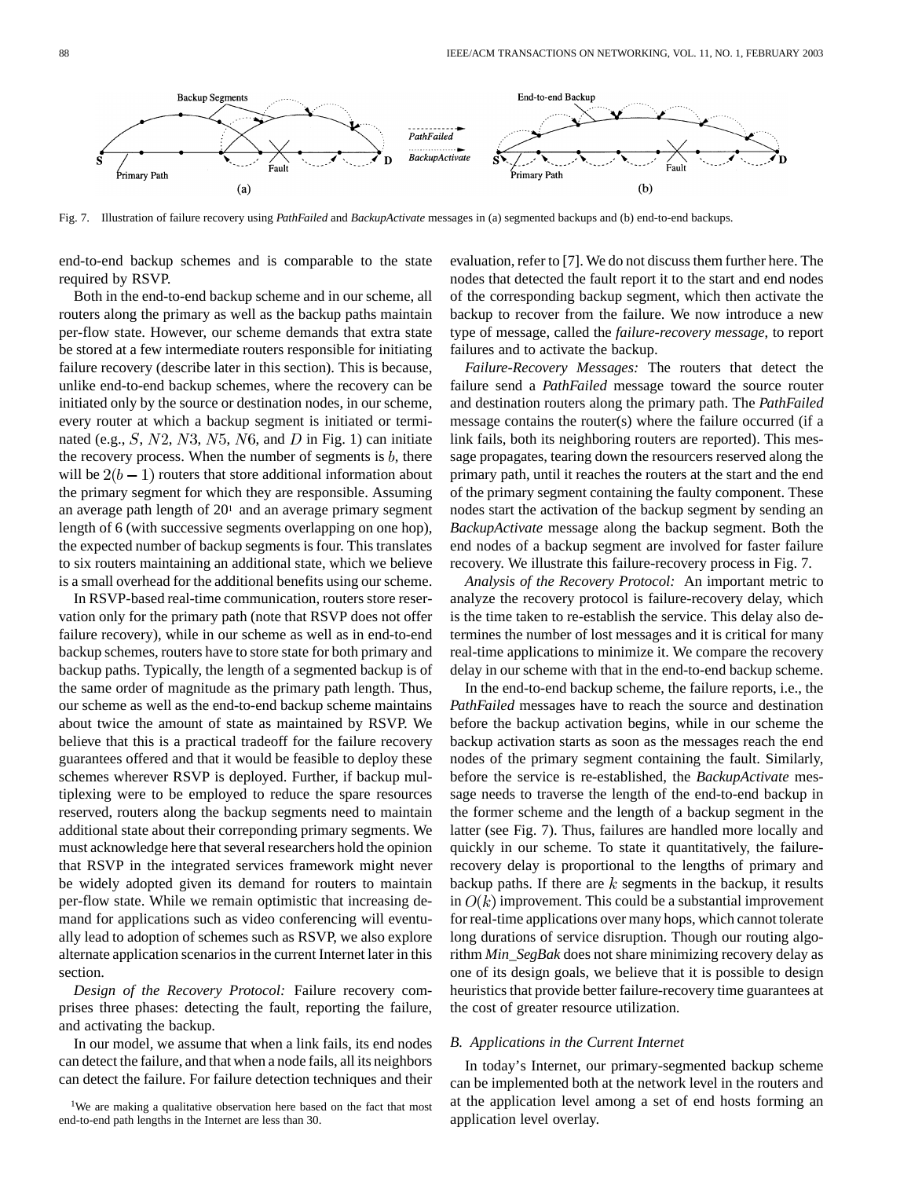Fig. 7. Illustration of failure recovery using *PathFailed* and *BackupActivate* messages in (a) segmented backups and (b) end-to-end backups.

end-to-end backup schemes and is comparable to the state required by RSVP.

Both in the end-to-end backup scheme and in our scheme, all routers along the primary as well as the backup paths maintain per-flow state. However, our scheme demands that extra state be stored at a few intermediate routers responsible for initiating failure recovery (describe later in this section). This is because, unlike end-to-end backup schemes, where the recovery can be initiated only by the source or destination nodes, in our scheme, every router at which a backup segment is initiated or terminated (e.g., $S$, $N2$, $N3$, $N5$, $N6$, and $D$ in Fig. 1) can initiate the recovery process. When the number of segments is $b$, there will be $2(b-1)$ routers that store additional information about the primary segment for which they are responsible. Assuming an average path length of 20[1] and an average primary segment length of 6 (with successive segments overlapping on one hop), the expected number of backup segments is four. This translates to six routers maintaining an additional state, which we believe is a small overhead for the additional benefits using our scheme.

In RSVP-based real-time communication, routers store reservation only for the primary path (note that RSVP does not offer failure recovery), while in our scheme as well as in end-to-end backup schemes, routers have to store state for both primary and backup paths. Typically, the length of a segmented backup is of the same order of magnitude as the primary path length. Thus, our scheme as well as the end-to-end backup scheme maintains about twice the amount of state as maintained by RSVP. We believe that this is a practical tradeoff for the failure recovery guarantees offered and that it would be feasible to deploy these schemes wherever RSVP is deployed. Further, if backup multiplexing were to be employed to reduce the spare resources reserved, routers along the backup segments need to maintain additional state about their correponding primary segments. We must acknowledge here that several researchers hold the opinion that RSVP in the integrated services framework might never be widely adopted given its demand for routers to maintain per-flow state. While we remain optimistic that increasing demand for applications such as video conferencing will eventually lead to adoption of schemes such as RSVP, we also explore alternate application scenarios in the current Internet later in this section.

*Design of the Recovery Protocol:* Failure recovery comprises three phases: detecting the fault, reporting the failure, and activating the backup.

In our model, we assume that when a link fails, its end nodes can detect the failure, and that when a node fails, all its neighbors can detect the failure. For failure detection techniques and their evaluation, refer to [7]. We do not discuss them further here. The nodes that detected the fault report it to the start and end nodes of the corresponding backup segment, which then activate the backup to recover from the failure. We now introduce a new type of message, called the *failure-recovery message*, to report failures and to activate the backup.

*Failure-Recovery Messages:* The routers that detect the failure send a *PathFailed* message toward the source router and destination routers along the primary path. The *PathFailed* message contains the router(s) where the failure occurred (if a link fails, both its neighboring routers are reported). This message propagates, tearing down the resourcers reserved along the primary path, until it reaches the routers at the start and the end of the primary segment containing the faulty component. These nodes start the activation of the backup segment by sending an *BackupActivate* message along the backup segment. Both the end nodes of a backup segment are involved for faster failure recovery. We illustrate this failure-recovery process in Fig. 7.

*Analysis of the Recovery Protocol:* An important metric to analyze the recovery protocol is failure-recovery delay, which is the time taken to re-establish the service. This delay also determines the number of lost messages and it is critical for many real-time applications to minimize it. We compare the recovery delay in our scheme with that in the end-to-end backup scheme.

In the end-to-end backup scheme, the failure reports, i.e., the *PathFailed* messages have to reach the source and destination before the backup activation begins, while in our scheme the backup activation starts as soon as the messages reach the end nodes of the primary segment containing the fault. Similarly, before the service is re-established, the *BackupActivate* message needs to traverse the length of the end-to-end backup in the former scheme and the length of a backup segment in the latter (see Fig. 7). Thus, failures are handled more locally and quickly in our scheme. To state it quantitatively, the failure-recovery delay is proportional to the lengths of primary and backup paths. If there are $k$ segments in the backup, it results in $O(k)$ improvement. This could be a substantial improvement for real-time applications over many hops, which cannot tolerate long durations of service disruption. Though our routing algorithm *Min_SegBak* does not share minimizing recovery delay as one of its design goals, we believe that it is possible to design heuristics that provide better failure-recovery time guarantees at the cost of greater resource utilization.

### B. Applications in the Current Internet

In today's Internet, our primary-segmented backup scheme can be implemented both at the network level in the routers and at the application level among a set of end hosts forming an application level overlay.

[1]We are making a qualitative observation here based on the fact that most end-to-end path lengths in the Internet are less than 30.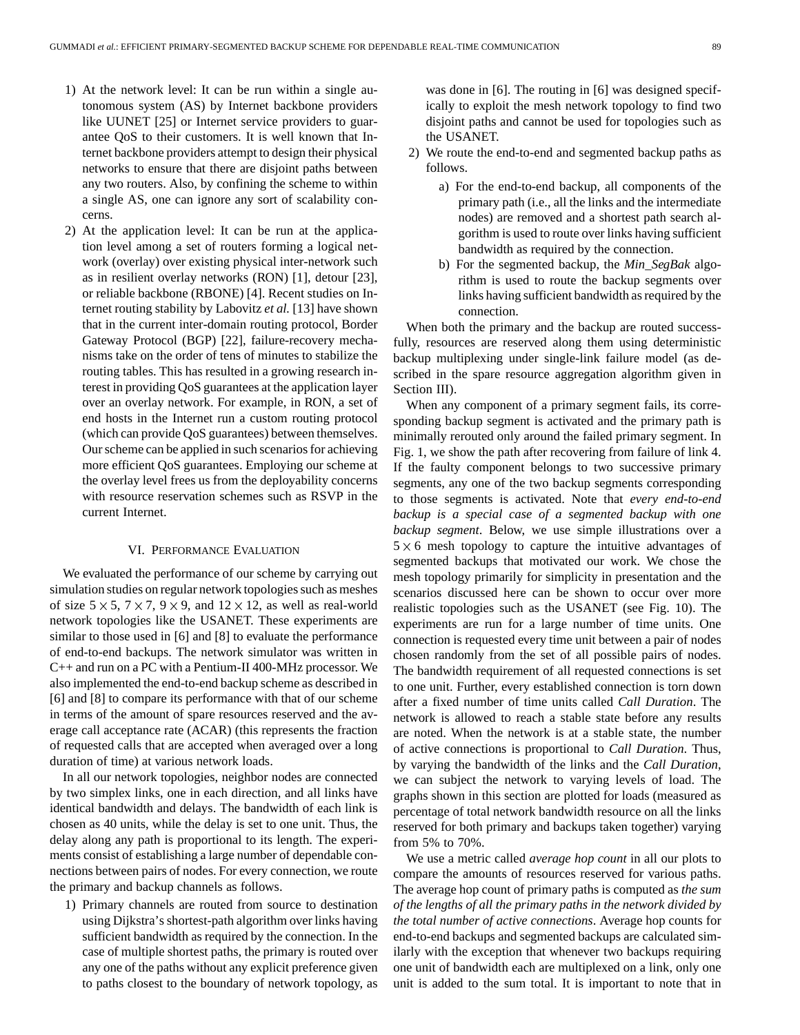1) At the network level: It can be run within a single autonomous system (AS) by Internet backbone providers like UUNET [25] or Internet service providers to guarantee QoS to their customers. It is well known that Internet backbone providers attempt to design their physical networks to ensure that there are disjoint paths between any two routers. Also, by confining the scheme to within a single AS, one can ignore any sort of scalability concerns.
2) At the application level: It can be run at the application level among a set of routers forming a logical network (overlay) over existing physical inter-network such as in resilient overlay networks (RON) [1], detour [23], or reliable backbone (RBONE) [4]. Recent studies on Internet routing stability by Labovitz *et al.* [13] have shown that in the current inter-domain routing protocol, Border Gateway Protocol (BGP) [22], failure-recovery mechanisms take on the order of tens of minutes to stabilize the routing tables. This has resulted in a growing research interest in providing QoS guarantees at the application layer over an overlay network. For example, in RON, a set of end hosts in the Internet run a custom routing protocol (which can provide QoS guarantees) between themselves. Our scheme can be applied in such scenarios for achieving more efficient QoS guarantees. Employing our scheme at the overlay level frees us from the deployability concerns with resource reservation schemes such as RSVP in the current Internet.

## VI. Performance Evaluation

We evaluated the performance of our scheme by carrying out simulation studies on regular network topologies such as meshes of size $5 \times 5$, $7 \times 7$, $9 \times 9$, and $12 \times 12$, as well as real-world network topologies like the USANET. These experiments are similar to those used in [6] and [8] to evaluate the performance of end-to-end backups. The network simulator was written in C++ and run on a PC with a Pentium-II 400-MHz processor. We also implemented the end-to-end backup scheme as described in [6] and [8] to compare its performance with that of our scheme in terms of the amount of spare resources reserved and the average call acceptance rate (ACAR) (this represents the fraction of requested calls that are accepted when averaged over a long duration of time) at various network loads.

In all our network topologies, neighbor nodes are connected by two simplex links, one in each direction, and all links have identical bandwidth and delays. The bandwidth of each link is chosen as 40 units, while the delay is set to one unit. Thus, the delay along any path is proportional to its length. The experiments consist of establishing a large number of dependable connections between pairs of nodes. For every connection, we route the primary and backup channels as follows.

1) Primary channels are routed from source to destination using Dijkstra's shortest-path algorithm over links having sufficient bandwidth as required by the connection. In the case of multiple shortest paths, the primary is routed over any one of the paths without any explicit preference given to paths closest to the boundary of network topology, as was done in [6]. The routing in [6] was designed specifically to exploit the mesh network topology to find two disjoint paths and cannot be used for topologies such as the USANET.
2) We route the end-to-end and segmented backup paths as follows.
   a) For the end-to-end backup, all components of the primary path (i.e., all the links and the intermediate nodes) are removed and a shortest path search algorithm is used to route over links having sufficient bandwidth as required by the connection.
   b) For the segmented backup, the *Min_SegBak* algorithm is used to route the backup segments over links having sufficient bandwidth as required by the connection.

When both the primary and the backup are routed successfully, resources are reserved along them using deterministic backup multiplexing under single-link failure model (as described in the spare resource aggregation algorithm given in Section III).

When any component of a primary segment fails, its corresponding backup segment is activated and the primary path is minimally rerouted only around the failed primary segment. In Fig. 1, we show the path after recovering from failure of link 4. If the faulty component belongs to two successive primary segments, any one of the two backup segments corresponding to those segments is activated. Note that *every end-to-end backup is a special case of a segmented backup with one backup segment*. Below, we use simple illustrations over a $5 \times 6$ mesh topology to capture the intuitive advantages of segmented backups that motivated our work. We chose the mesh topology primarily for simplicity in presentation and the scenarios discussed here can be shown to occur over more realistic topologies such as the USANET (see Fig. 10). The experiments are run for a large number of time units. One connection is requested every time unit between a pair of nodes chosen randomly from the set of all possible pairs of nodes. The bandwidth requirement of all requested connections is set to one unit. Further, every established connection is torn down after a fixed number of time units called *Call Duration*. The network is allowed to reach a stable state before any results are noted. When the network is at a stable state, the number of active connections is proportional to *Call Duration*. Thus, by varying the bandwidth of the links and the *Call Duration*, we can subject the network to varying levels of load. The graphs shown in this section are plotted for loads (measured as percentage of total network bandwidth resource on all the links reserved for both primary and backups taken together) varying from 5% to 70%.

We use a metric called *average hop count* in all our plots to compare the amounts of resources reserved for various paths. The average hop count of primary paths is computed as *the sum of the lengths of all the primary paths in the network divided by the total number of active connections*. Average hop counts for end-to-end backups and segmented backups are calculated similarly with the exception that whenever two backups requiring one unit of bandwidth each are multiplexed on a link, only one unit is added to the sum total. It is important to note that in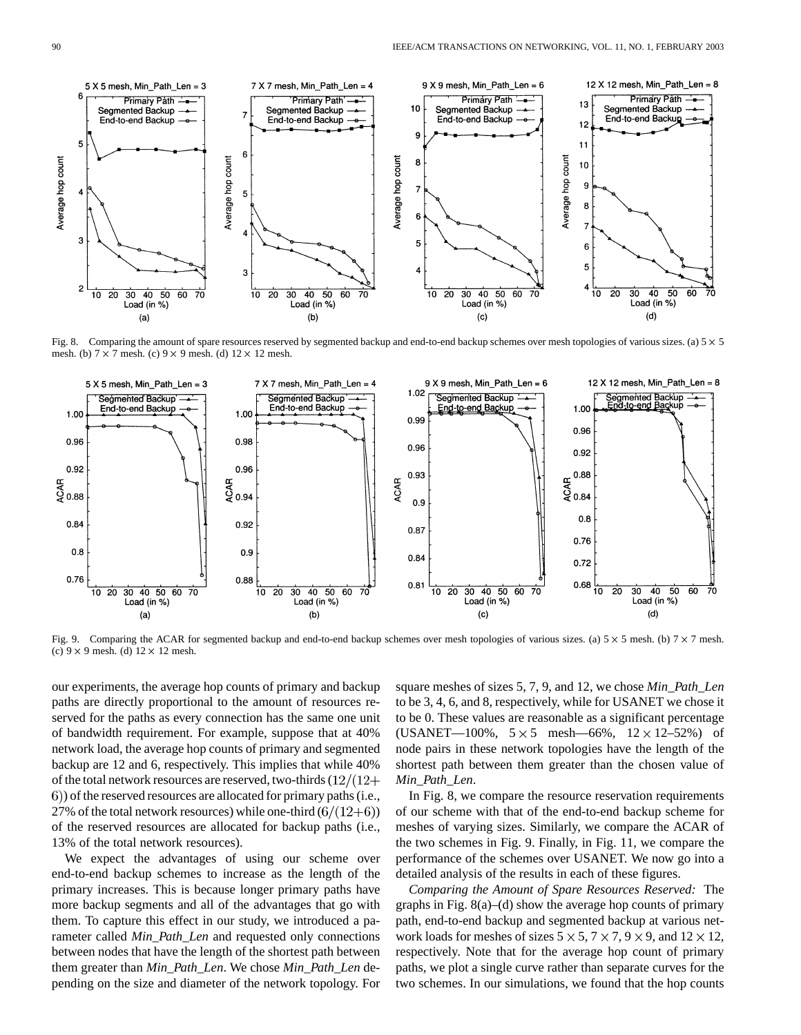Fig. 8. Comparing the amount of spare resources reserved by segmented backup and end-to-end backup schemes over mesh topologies of various sizes. (a) $5 \times 5$ mesh. (b) $7 \times 7$ mesh. (c) $9 \times 9$ mesh. (d) $12 \times 12$ mesh.

Fig. 9. Comparing the ACAR for segmented backup and end-to-end backup schemes over mesh topologies of various sizes. (a) $5 \times 5$ mesh. (b) $7 \times 7$ mesh. (c) $9 \times 9$ mesh. (d) $12 \times 12$ mesh.

our experiments, the average hop counts of primary and backup paths are directly proportional to the amount of resources reserved for the paths as every connection has the same one unit of bandwidth requirement. For example, suppose that at 40% network load, the average hop counts of primary and segmented backup are 12 and 6, respectively. This implies that while 40% of the total network resources are reserved, two-thirds $(12/(12+6))$ of the reserved resources are allocated for primary paths (i.e., 27% of the total network resources) while one-third $(6/(12+6))$ of the reserved resources are allocated for backup paths (i.e., 13% of the total network resources).

We expect the advantages of using our scheme over end-to-end backup schemes to increase as the length of the primary increases. This is because longer primary paths have more backup segments and all of the advantages that go with them. To capture this effect in our study, we introduced a parameter called *Min_Path_Len* and requested only connections between nodes that have the length of the shortest path between them greater than *Min_Path_Len*. We chose *Min_Path_Len* depending on the size and diameter of the network topology. For square meshes of sizes 5, 7, 9, and 12, we chose *Min_Path_Len* to be 3, 4, 6, and 8, respectively, while for USANET we chose it to be 0. These values are reasonable as a significant percentage (USANET—100%, $5 \times 5$ mesh—66%, $12 \times 12$–52%) of node pairs in these network topologies have the length of the shortest path between them greater than the chosen value of *Min_Path_Len*.

In Fig. 8, we compare the resource reservation requirements of our scheme with that of the end-to-end backup scheme for meshes of varying sizes. Similarly, we compare the ACAR of the two schemes in Fig. 9. Finally, in Fig. 11, we compare the performance of the schemes over USANET. We now go into a detailed analysis of the results in each of these figures.

*Comparing the Amount of Spare Resources Reserved:* The graphs in Fig. 8(a)–(d) show the average hop counts of primary path, end-to-end backup and segmented backup at various network loads for meshes of sizes $5 \times 5$, $7 \times 7$, $9 \times 9$, and $12 \times 12$, respectively. Note that for the average hop count of primary paths, we plot a single curve rather than separate curves for the two schemes. In our simulations, we found that the hop counts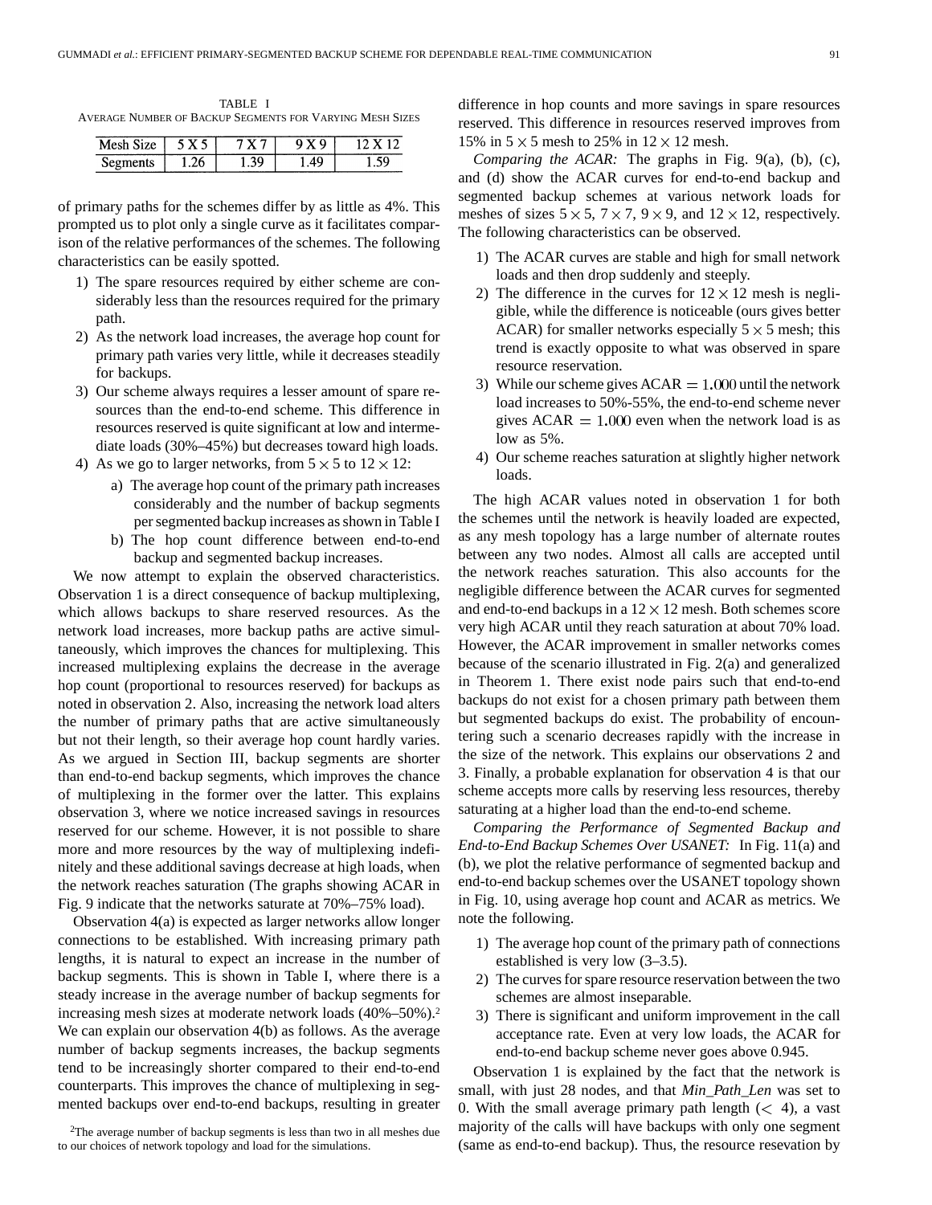TABLE I
AVERAGE NUMBER OF BACKUP SEGMENTS FOR VARYING MESH SIZES

| Mesh Size | 5 X 5 | 7 X 7 | 9 X 9 | 12 X 12 |
|---|---|---|---|---|
| Segments | 1.26 | 1.39 | 1.49 | 1.59 |

of primary paths for the schemes differ by as little as 4%. This prompted us to plot only a single curve as it facilitates comparison of the relative performances of the schemes. The following characteristics can be easily spotted.

1) The spare resources required by either scheme are considerably less than the resources required for the primary path.
2) As the network load increases, the average hop count for primary path varies very little, while it decreases steadily for backups.
3) Our scheme always requires a lesser amount of spare resources than the end-to-end scheme. This difference in resources reserved is quite significant at low and intermediate loads (30%–45%) but decreases toward high loads.
4) As we go to larger networks, from $5 \times 5$ to $12 \times 12$:
   a) The average hop count of the primary path increases considerably and the number of backup segments per segmented backup increases as shown in Table I
   b) The hop count difference between end-to-end backup and segmented backup increases.

We now attempt to explain the observed characteristics. Observation 1 is a direct consequence of backup multiplexing, which allows backups to share reserved resources. As the network load increases, more backup paths are active simultaneously, which improves the chances for multiplexing. This increased multiplexing explains the decrease in the average hop count (proportional to resources reserved) for backups as noted in observation 2. Also, increasing the network load alters the number of primary paths that are active simultaneously but not their length, so their average hop count hardly varies. As we argued in Section III, backup segments are shorter than end-to-end backup segments, which improves the chance of multiplexing in the former over the latter. This explains observation 3, where we notice increased savings in resources reserved for our scheme. However, it is not possible to share more and more resources by the way of multiplexing indefinitely and these additional savings decrease at high loads, when the network reaches saturation (The graphs showing ACAR in Fig. 9 indicate that the networks saturate at 70%–75% load).

Observation 4(a) is expected as larger networks allow longer connections to be established. With increasing primary path lengths, it is natural to expect an increase in the number of backup segments. This is shown in Table I, where there is a steady increase in the average number of backup segments for increasing mesh sizes at moderate network loads (40%–50%).[2] We can explain our observation 4(b) as follows. As the average number of backup segments increases, the backup segments tend to be increasingly shorter compared to their end-to-end counterparts. This improves the chance of multiplexing in segmented backups over end-to-end backups, resulting in greater difference in hop counts and more savings in spare resources reserved. This difference in resources reserved improves from 15% in $5 \times 5$ mesh to 25% in $12 \times 12$ mesh.

[2]The average number of backup segments is less than two in all meshes due to our choices of network topology and load for the simulations.

*Comparing the ACAR:* The graphs in Fig. 9(a), (b), (c), and (d) show the ACAR curves for end-to-end backup and segmented backup schemes at various network loads for meshes of sizes $5 \times 5$, $7 \times 7$, $9 \times 9$, and $12 \times 12$, respectively. The following characteristics can be observed.

1) The ACAR curves are stable and high for small network loads and then drop suddenly and steeply.
2) The difference in the curves for $12 \times 12$ mesh is negligible, while the difference is noticeable (ours gives better ACAR) for smaller networks especially $5 \times 5$ mesh; this trend is exactly opposite to what was observed in spare resource reservation.
3) While our scheme gives ACAR $= 1.000$ until the network load increases to 50%-55%, the end-to-end scheme never gives ACAR $= 1.000$ even when the network load is as low as 5%.
4) Our scheme reaches saturation at slightly higher network loads.

The high ACAR values noted in observation 1 for both the schemes until the network is heavily loaded are expected, as any mesh topology has a large number of alternate routes between any two nodes. Almost all calls are accepted until the network reaches saturation. This also accounts for the negligible difference between the ACAR curves for segmented and end-to-end backups in a $12 \times 12$ mesh. Both schemes score very high ACAR until they reach saturation at about 70% load. However, the ACAR improvement in smaller networks comes because of the scenario illustrated in Fig. 2(a) and generalized in Theorem 1. There exist node pairs such that end-to-end backups do not exist for a chosen primary path between them but segmented backups do exist. The probability of encountering such a scenario decreases rapidly with the increase in the size of the network. This explains our observations 2 and 3. Finally, a probable explanation for observation 4 is that our scheme accepts more calls by reserving less resources, thereby saturating at a higher load than the end-to-end scheme.

*Comparing the Performance of Segmented Backup and End-to-End Backup Schemes Over USANET:* In Fig. 11(a) and (b), we plot the relative performance of segmented backup and end-to-end backup schemes over the USANET topology shown in Fig. 10, using average hop count and ACAR as metrics. We note the following.

1) The average hop count of the primary path of connections established is very low (3–3.5).
2) The curves for spare resource reservation between the two schemes are almost inseparable.
3) There is significant and uniform improvement in the call acceptance rate. Even at very low loads, the ACAR for end-to-end backup scheme never goes above 0.945.

Observation 1 is explained by the fact that the network is small, with just 28 nodes, and that *Min_Path_Len* was set to 0. With the small average primary path length ($< 4$), a vast majority of the calls will have backups with only one segment (same as end-to-end backup). Thus, the resource resevation by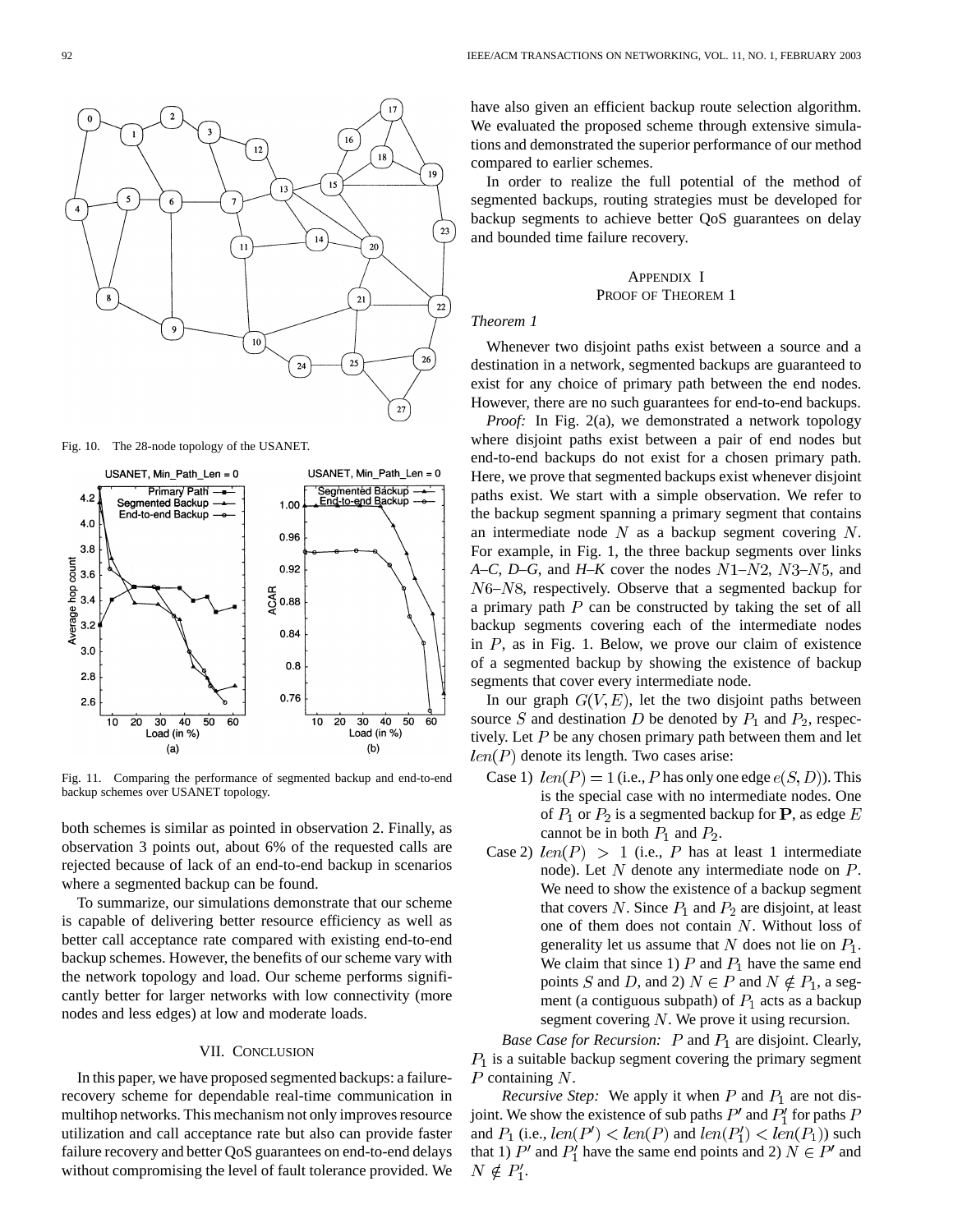Fig. 10. The 28-node topology of the USANET.

USANET, Min_Path_Len = 0

Primary Path
Segmented Backup
End-to-end Backup

Average hop count

Load (in %)

(a)

USANET, Min_Path_Len = 0

Segmented Backup
End-to-end Backup

ACAR

Load (in %)

(b)

Fig. 11. Comparing the performance of segmented backup and end-to-end backup schemes over USANET topology.

both schemes is similar as pointed in observation 2. Finally, as observation 3 points out, about 6% of the requested calls are rejected because of lack of an end-to-end backup in scenarios where a segmented backup can be found.

To summarize, our simulations demonstrate that our scheme is capable of delivering better resource efficiency as well as better call acceptance rate compared with existing end-to-end backup schemes. However, the benefits of our scheme vary with the network topology and load. Our scheme performs significantly better for larger networks with low connectivity (more nodes and less edges) at low and moderate loads.

## VII. Conclusion

In this paper, we have proposed segmented backups: a failure-recovery scheme for dependable real-time communication in multihop networks. This mechanism not only improves resource utilization and call acceptance rate but also can provide faster failure recovery and better QoS guarantees on end-to-end delays without compromising the level of fault tolerance provided. We have also given an efficient backup route selection algorithm. We evaluated the proposed scheme through extensive simulations and demonstrated the superior performance of our method compared to earlier schemes.

In order to realize the full potential of the method of segmented backups, routing strategies must be developed for backup segments to achieve better QoS guarantees on delay and bounded time failure recovery.

## Appendix I
## Proof of Theorem 1

*Theorem 1*

Whenever two disjoint paths exist between a source and a destination in a network, segmented backups are guaranteed to exist for any choice of primary path between the end nodes. However, there are no such guarantees for end-to-end backups.

*Proof:* In Fig. 2(a), we demonstrated a network topology where disjoint paths exist between a pair of end nodes but end-to-end backups do not exist for a chosen primary path. Here, we prove that segmented backups exist whenever disjoint paths exist. We start with a simple observation. We refer to the backup segment spanning a primary segment that contains an intermediate node $N$ as a backup segment covering $N$. For example, in Fig. 1, the three backup segments over links *A–C, D–G,* and *H–K* cover the nodes $N1$–$N2$, $N3$–$N5$, and $N6$–$N8$, respectively. Observe that a segmented backup for a primary path $P$ can be constructed by taking the set of all backup segments covering each of the intermediate nodes in $P$, as in Fig. 1. Below, we prove our claim of existence of a segmented backup by showing the existence of backup segments that cover every intermediate node.

In our graph $G(V, E)$, let the two disjoint paths between source $S$ and destination $D$ be denoted by $P_1$ and $P_2$, respectively. Let $P$ be any chosen primary path between them and let $len(P)$ denote its length. Two cases arise:

- Case 1) $len(P) = 1$ (i.e., $P$ has only one edge $e(S, D)$). This is the special case with no intermediate nodes. One of $P_1$ or $P_2$ is a segmented backup for $\mathbf{P}$, as edge $E$ cannot be in both $P_1$ and $P_2$.
- Case 2) $len(P) > 1$ (i.e., $P$ has at least 1 intermediate node). Let $N$ denote any intermediate node on $P$. We need to show the existence of a backup segment that covers $N$. Since $P_1$ and $P_2$ are disjoint, at least one of them does not contain $N$. Without loss of generality let us assume that $N$ does not lie on $P_1$. We claim that since 1) $P$ and $P_1$ have the same end points $S$ and $D$, and 2) $N \in P$ and $N \notin P_1$, a segment (a contiguous subpath) of $P_1$ acts as a backup segment covering $N$. We prove it using recursion.

*Base Case for Recursion:* $P$ and $P_1$ are disjoint. Clearly, $P_1$ is a suitable backup segment covering the primary segment $P$ containing $N$.

*Recursive Step:* We apply it when $P$ and $P_1$ are not disjoint. We show the existence of sub paths $P'$ and $P'_1$ for paths $P$ and $P_1$ (i.e., $len(P') < len(P)$ and $len(P'_1) < len(P_1)$) such that 1) $P'$ and $P'_1$ have the same end points and 2) $N \in P'$ and $N \notin P'_1$.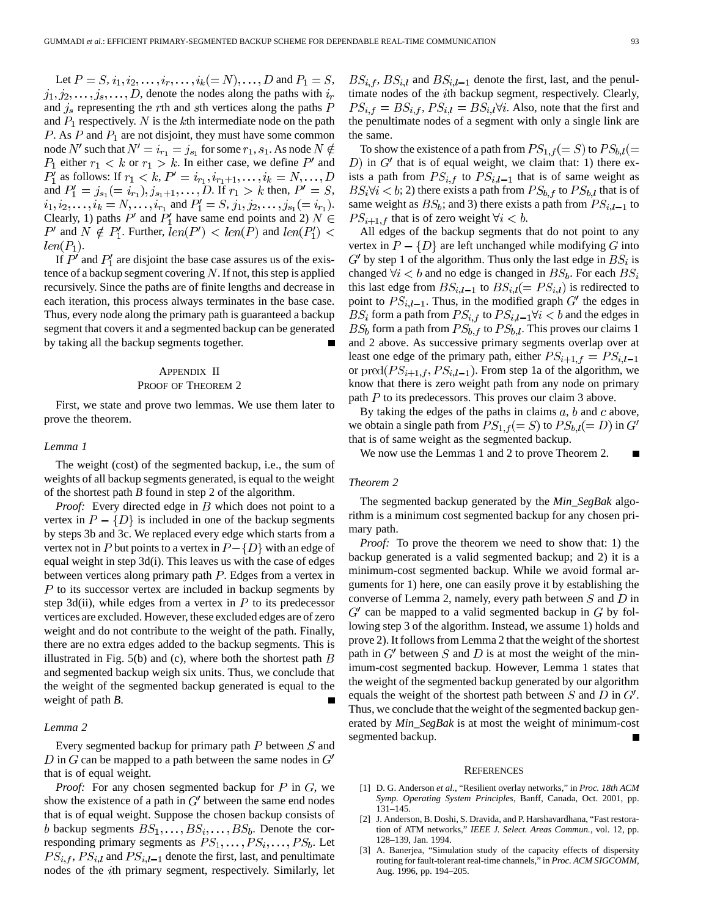Let $P = S, i_1, i_2, \ldots, i_r, \ldots, i_k(= N), \ldots, D$ and $P_1 = S, j_1, j_2, \ldots, j_s, \ldots, D$, denote the nodes along the paths with $i_r$ and $j_s$ representing the $r$th and $s$th vertices along the paths $P$ and $P_1$ respectively. $N$ is the $k$th intermediate node on the path $P$. As $P$ and $P_1$ are not disjoint, they must have some common node $N'$ such that $N' = i_{r_1} = j_{s_1}$ for some $r_1, s_1$. As node $N \notin P_1$ either $r_1 < k$ or $r_1 > k$. In either case, we define $P'$ and $P_1'$ as follows: If $r_1 < k$, $P' = i_{r_1}, i_{r_1+1}, \ldots, i_k = N, \ldots, D$ and $P_1' = j_{s_1}(= i_{r_1}), j_{s_1+1}, \ldots, D$. If $r_1 > k$ then, $P' = S, i_1, i_2, \ldots, i_k = N, \ldots, i_{r_1}$ and $P_1' = S, j_1, j_2, \ldots, j_{s_1}(= i_{r_1})$. Clearly, 1) paths $P'$ and $P_1'$ have same end points and 2) $N \in P'$ and $N \notin P_1'$. Further, $len(P') < len(P)$ and $len(P_1') < len(P_1)$.

If $P'$ and $P_1'$ are disjoint the base case assures us of the existence of a backup segment covering $N$. If not, this step is applied recursively. Since the paths are of finite lengths and decrease in each iteration, this process always terminates in the base case. Thus, every node along the primary path is guaranteed a backup segment that covers it and a segmented backup can be generated by taking all the backup segments together. ■

## Appendix II
## Proof of Theorem 2

First, we state and prove two lemmas. We use them later to prove the theorem.

### *Lemma 1*

The weight (cost) of the segmented backup, i.e., the sum of weights of all backup segments generated, is equal to the weight of the shortest path ***B*** found in step 2 of the algorithm.

*Proof:* Every directed edge in $B$ which does not point to a vertex in $P - \{D\}$ is included in one of the backup segments by steps 3b and 3c. We replaced every edge which starts from a vertex not in $P$ but points to a vertex in $P - \{D\}$ with an edge of equal weight in step 3d(i). This leaves us with the case of edges between vertices along primary path $P$. Edges from a vertex in $P$ to its successor vertex are included in backup segments by step 3d(ii), while edges from a vertex in $P$ to its predecessor vertices are excluded. However, these excluded edges are of zero weight and do not contribute to the weight of the path. Finally, there are no extra edges added to the backup segments. This is illustrated in Fig. 5(b) and (c), where both the shortest path $B$ and segmented backup weigh six units. Thus, we conclude that the weight of the segmented backup generated is equal to the weight of path ***B***. ■

### *Lemma 2*

Every segmented backup for primary path $P$ between $S$ and $D$ in $G$ can be mapped to a path between the same nodes in $G'$ that is of equal weight.

*Proof:* For any chosen segmented backup for $P$ in $G$, we show the existence of a path in $G'$ between the same end nodes that is of equal weight. Suppose the chosen backup consists of $b$ backup segments $BS_1, \ldots, BS_i, \ldots, BS_b$. Denote the corresponding primary segments as $PS_1, \ldots, PS_i, \ldots, PS_b$. Let $PS_{i,f}$, $PS_{i,l}$ and $PS_{i,l-1}$ denote the first, last, and penultimate nodes of the $i$th primary segment, respectively. Similarly, let $BS_{i,f}$, $BS_{i,l}$ and $BS_{i,l-1}$ denote the first, last, and the penultimate nodes of the $i$th backup segment, respectively. Clearly, $PS_{i,f} = BS_{i,f}$, $PS_{i,l} = BS_{i,l} \forall i$. Also, note that the first and the penultimate nodes of a segment with only a single link are the same.

To show the existence of a path from $PS_{1,f}(= S)$ to $PS_{b,l}(= D)$ in $G'$ that is of equal weight, we claim that: 1) there exists a path from $PS_{i,f}$ to $PS_{i,l-1}$ that is of same weight as $BS_i \forall i < b$; 2) there exists a path from $PS_{b,f}$ to $PS_{b,l}$ that is of same weight as $BS_b$; and 3) there exists a path from $PS_{i,l-1}$ to $PS_{i+1,f}$ that is of zero weight $\forall i < b$.

All edges of the backup segments that do not point to any vertex in $P - \{D\}$ are left unchanged while modifying $G$ into $G'$ by step 1 of the algorithm. Thus only the last edge in $BS_i$ is changed $\forall i < b$ and no edge is changed in $BS_b$. For each $BS_i$ this last edge from $BS_{i,l-1}$ to $BS_{i,l}(= PS_{i,l})$ is redirected to point to $PS_{i,l-1}$. Thus, in the modified graph $G'$ the edges in $BS_i$ form a path from $PS_{i,f}$ to $PS_{i,l-1} \forall i < b$ and the edges in $BS_b$ form a path from $PS_{b,f}$ to $PS_{b,l}$. This proves our claims 1 and 2 above. As successive primary segments overlap over at least one edge of the primary path, either $PS_{i+1,f} = PS_{i,l-1}$ or $\mathrm{pred}(PS_{i+1,f}, PS_{i,l-1})$. From step 1a of the algorithm, we know that there is zero weight path from any node on primary path $P$ to its predecessors. This proves our claim 3 above.

By taking the edges of the paths in claims $a$, $b$ and $c$ above, we obtain a single path from $PS_{1,f}(= S)$ to $PS_{b,l}(= D)$ in $G'$ that is of same weight as the segmented backup.

We now use the Lemmas 1 and 2 to prove Theorem 2. ■

### *Theorem 2*

The segmented backup generated by the *Min_SegBak* algorithm is a minimum cost segmented backup for any chosen primary path.

*Proof:* To prove the theorem we need to show that: 1) the backup generated is a valid segmented backup; and 2) it is a minimum-cost segmented backup. While we avoid formal arguments for 1) here, one can easily prove it by establishing the converse of Lemma 2, namely, every path between $S$ and $D$ in $G'$ can be mapped to a valid segmented backup in $G$ by following step 3 of the algorithm. Instead, we assume 1) holds and prove 2). It follows from Lemma 2 that the weight of the shortest path in $G'$ between $S$ and $D$ is at most the weight of the minimum-cost segmented backup. However, Lemma 1 states that the weight of the segmented backup generated by our algorithm equals the weight of the shortest path between $S$ and $D$ in $G'$. Thus, we conclude that the weight of the segmented backup generated by *Min_SegBak* is at most the weight of minimum-cost segmented backup. ■

## References

[1] D. G. Anderson *et al.*, "Resilient overlay networks," in *Proc. 18th ACM Symp. Operating System Principles*, Banff, Canada, Oct. 2001, pp. 131–145.

[2] J. Anderson, B. Doshi, S. Dravida, and P. Harshavardhana, "Fast restoration of ATM networks," *IEEE J. Select. Areas Commun.*, vol. 12, pp. 128–139, Jan. 1994.

[3] A. Banerjea, "Simulation study of the capacity effects of dispersity routing for fault-tolerant real-time channels," in *Proc. ACM SIGCOMM*, Aug. 1996, pp. 194–205.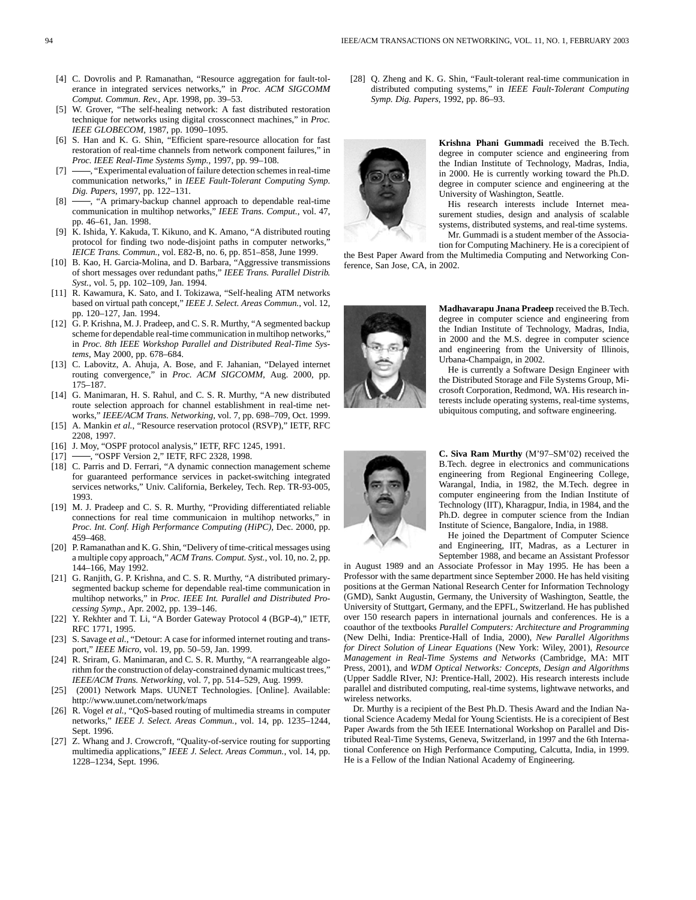[4] C. Dovrolis and P. Ramanathan, "Resource aggregation for fault-tolerance in integrated services networks," in *Proc. ACM SIGCOMM Comput. Commun. Rev.*, Apr. 1998, pp. 39–53.

[5] W. Grover, "The self-healing network: A fast distributed restoration technique for networks using digital crossconnect machines," in *Proc. IEEE GLOBECOM*, 1987, pp. 1090–1095.

[6] S. Han and K. G. Shin, "Efficient spare-resource allocation for fast restoration of real-time channels from network component failures," in *Proc. IEEE Real-Time Systems Symp.*, 1997, pp. 99–108.

[7] ——, "Experimental evaluation of failure detection schemes in real-time communication networks," in *IEEE Fault-Tolerant Computing Symp. Dig. Papers*, 1997, pp. 122–131.

[8] ——, "A primary-backup channel approach to dependable real-time communication in multihop networks," *IEEE Trans. Comput.*, vol. 47, pp. 46–61, Jan. 1998.

[9] K. Ishida, Y. Kakuda, T. Kikuno, and K. Amano, "A distributed routing protocol for finding two node-disjoint paths in computer networks," *IEICE Trans. Commun.*, vol. E82-B, no. 6, pp. 851–858, June 1999.

[10] B. Kao, H. Garcia-Molina, and D. Barbara, "Aggressive transmissions of short messages over redundant paths," *IEEE Trans. Parallel Distrib. Syst.*, vol. 5, pp. 102–109, Jan. 1994.

[11] R. Kawamura, K. Sato, and I. Tokizawa, "Self-healing ATM networks based on virtual path concept," *IEEE J. Select. Areas Commun.*, vol. 12, pp. 120–127, Jan. 1994.

[12] G. P. Krishna, M. J. Pradeep, and C. S. R. Murthy, "A segmented backup scheme for dependable real-time communication in multihop networks," in *Proc. 8th IEEE Workshop Parallel and Distributed Real-Time Systems*, May 2000, pp. 678–684.

[13] C. Labovitz, A. Ahuja, A. Bose, and F. Jahanian, "Delayed internet routing convergence," in *Proc. ACM SIGCOMM*, Aug. 2000, pp. 175–187.

[14] G. Manimaran, H. S. Rahul, and C. S. R. Murthy, "A new distributed route selection approach for channel establishment in real-time networks," *IEEE/ACM Trans. Networking*, vol. 7, pp. 698–709, Oct. 1999.

[15] A. Mankin *et al.*, "Resource reservation protocol (RSVP)," IETF, RFC 2208, 1997.

[16] J. Moy, "OSPF protocol analysis," IETF, RFC 1245, 1991.

[17] ——, "OSPF Version 2," IETF, RFC 2328, 1998.

[18] C. Parris and D. Ferrari, "A dynamic connection management scheme for guaranteed performance services in packet-switching integrated services networks," Univ. California, Berkeley, Tech. Rep. TR-93-005, 1993.

[19] M. J. Pradeep and C. S. R. Murthy, "Providing differentiated reliable connections for real time communicaion in multihop networks," in *Proc. Int. Conf. High Performance Computing (HiPC)*, Dec. 2000, pp. 459–468.

[20] P. Ramanathan and K. G. Shin, "Delivery of time-critical messages using a multiple copy approach," *ACM Trans. Comput. Syst.*, vol. 10, no. 2, pp. 144–166, May 1992.

[21] G. Ranjith, G. P. Krishna, and C. S. R. Murthy, "A distributed primary-segmented backup scheme for dependable real-time communication in multihop networks," in *Proc. IEEE Int. Parallel and Distributed Processing Symp.*, Apr. 2002, pp. 139–146.

[22] Y. Rekhter and T. Li, "A Border Gateway Protocol 4 (BGP-4)," IETF, RFC 1771, 1995.

[23] S. Savage *et al.*, "Detour: A case for informed internet routing and transport," *IEEE Micro*, vol. 19, pp. 50–59, Jan. 1999.

[24] R. Sriram, G. Manimaran, and C. S. R. Murthy, "A rearrangeable algorithm for the construction of delay-constrained dynamic multicast trees," *IEEE/ACM Trans. Networking*, vol. 7, pp. 514–529, Aug. 1999.

[25] (2001) Network Maps. UUNET Technologies. [Online]. Available: http://www.uunet.com/network/maps

[26] R. Vogel *et al.*, "QoS-based routing of multimedia streams in computer networks," *IEEE J. Select. Areas Commun.*, vol. 14, pp. 1235–1244, Sept. 1996.

[27] Z. Whang and J. Crowcroft, "Quality-of-service routing for supporting multimedia applications," *IEEE J. Select. Areas Commun.*, vol. 14, pp. 1228–1234, Sept. 1996.

[28] Q. Zheng and K. G. Shin, "Fault-tolerant real-time communication in distributed computing systems," in *IEEE Fault-Tolerant Computing Symp. Dig. Papers*, 1992, pp. 86–93.

**Krishna Phani Gummadi** received the B.Tech. degree in computer science and engineering from the Indian Institute of Technology, Madras, India, in 2000. He is currently working toward the Ph.D. degree in computer science and engineering at the University of Washington, Seattle.

His research interests include Internet measurement studies, design and analysis of scalable systems, distributed systems, and real-time systems.

Mr. Gummadi is a student member of the Association for Computing Machinery. He is a corecipient of the Best Paper Award from the Multimedia Computing and Networking Conference, San Jose, CA, in 2002.

**Madhavarapu Jnana Pradeep** received the B.Tech. degree in computer science and engineering from the Indian Institute of Technology, Madras, India, in 2000 and the M.S. degree in computer science and engineering from the University of Illinois, Urbana-Champaign, in 2002.

He is currently a Software Design Engineer with the Distributed Storage and File Systems Group, Microsoft Corporation, Redmond, WA. His research interests include operating systems, real-time systems, ubiquitous computing, and software engineering.

**C. Siva Ram Murthy** (M'97–SM'02) received the B.Tech. degree in electronics and communications engineering from Regional Engineering College, Warangal, India, in 1982, the M.Tech. degree in computer engineering from the Indian Institute of Technology (IIT), Kharagpur, India, in 1984, and the Ph.D. degree in computer science from the Indian Institute of Science, Bangalore, India, in 1988.

He joined the Department of Computer Science and Engineering, IIT, Madras, as a Lecturer in September 1988, and became an Assistant Professor in August 1989 and an Associate Professor in May 1995. He has been a Professor with the same department since September 2000. He has held visiting positions at the German National Research Center for Information Technology (GMD), Sankt Augustin, Germany, the University of Washington, Seattle, the University of Stuttgart, Germany, and the EPFL, Switzerland. He has published over 150 research papers in international journals and conferences. He is a coauthor of the textbooks *Parallel Computers: Architecture and Programming* (New Delhi, India: Prentice-Hall of India, 2000), *New Parallel Algorithms for Direct Solution of Linear Equations* (New York: Wiley, 2001), *Resource Management in Real-Time Systems and Networks* (Cambridge, MA: MIT Press, 2001), and *WDM Optical Networks: Concepts, Design and Algorithms* (Upper Saddle RIver, NJ: Prentice-Hall, 2002). His research interests include parallel and distributed computing, real-time systems, lightwave networks, and wireless networks.

Dr. Murthy is a recipient of the Best Ph.D. Thesis Award and the Indian National Science Academy Medal for Young Scientists. He is a corecipient of Best Paper Awards from the 5th IEEE International Workshop on Parallel and Distributed Real-Time Systems, Geneva, Switzerland, in 1997 and the 6th International Conference on High Performance Computing, Calcutta, India, in 1999. He is a Fellow of the Indian National Academy of Engineering.